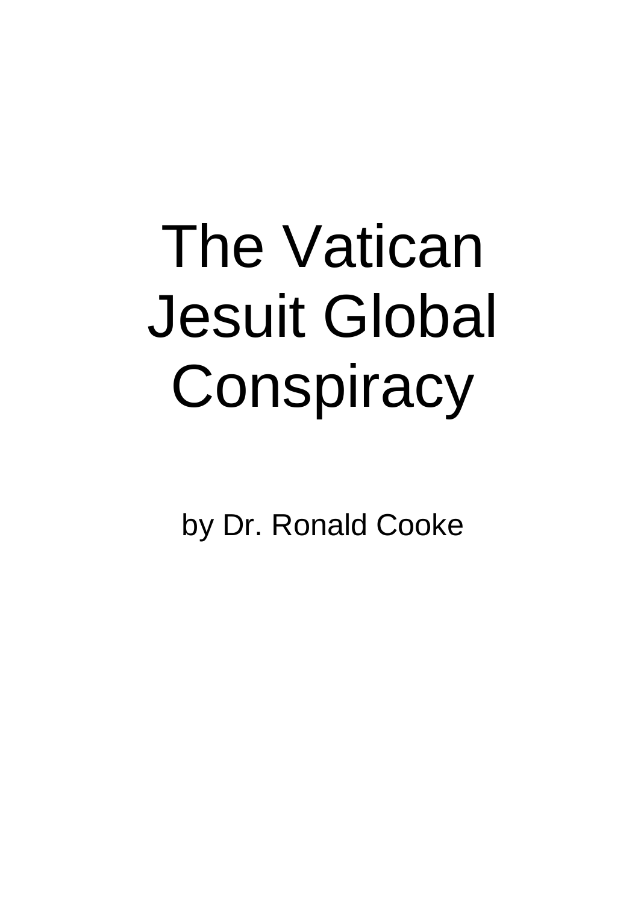# The Vatican Jesuit Global Conspiracy

by Dr. Ronald Cooke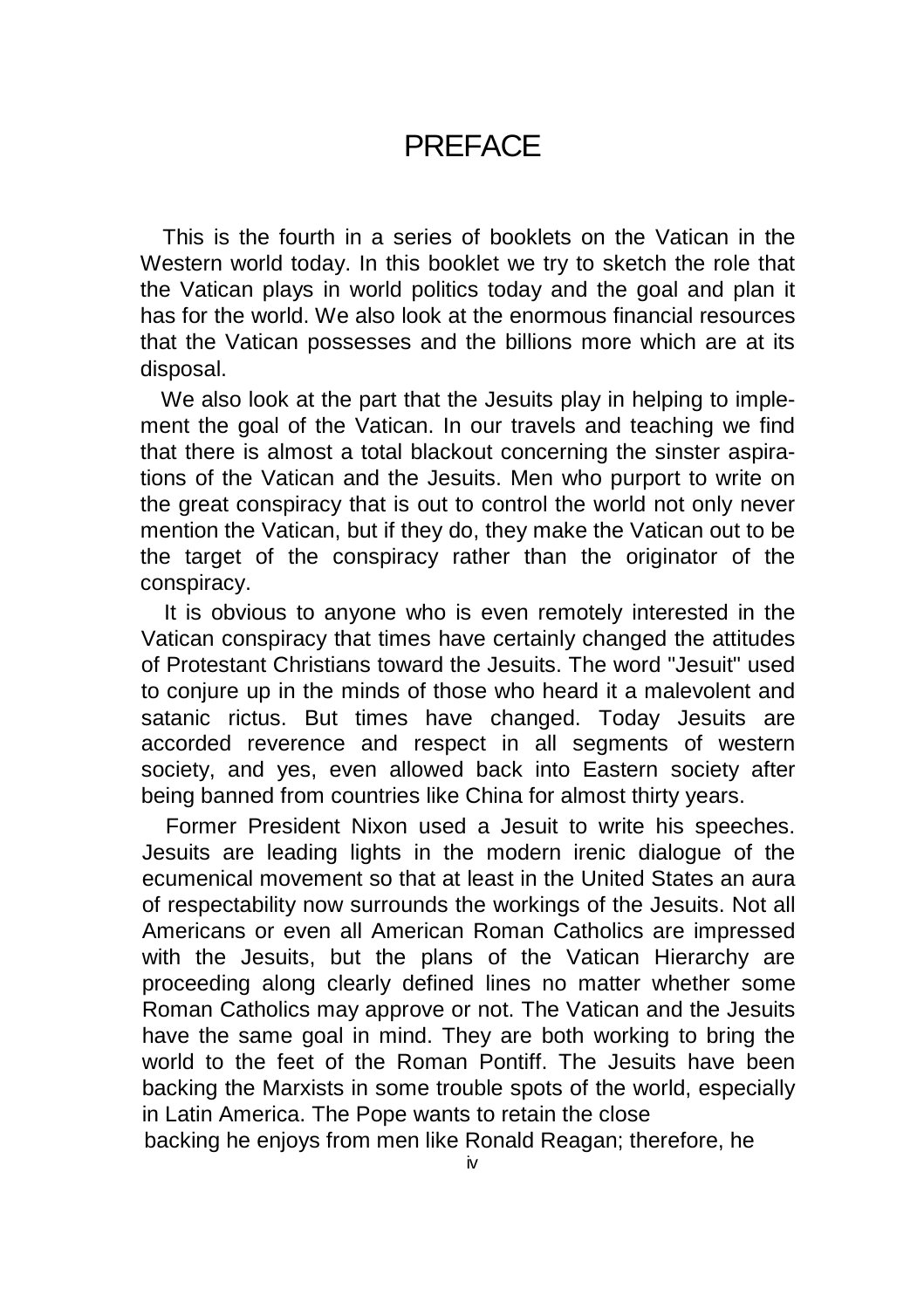# PREFACE

This is the fourth in a series of booklets on the Vatican in the Western world today. In this booklet we try to sketch the role that the Vatican plays in world politics today and the goal and plan it has for the world. We also look at the enormous financial resources that the Vatican possesses and the billions more which are at its disposal.

We also look at the part that the Jesuits play in helping to implement the goal of the Vatican. In our travels and teaching we find that there is almost a total blackout concerning the sinster aspirations of the Vatican and the Jesuits. Men who purport to write on the great conspiracy that is out to control the world not only never mention the Vatican, but if they do, they make the Vatican out to be the target of the conspiracy rather than the originator of the conspiracy.

It is obvious to anyone who is even remotely interested in the Vatican conspiracy that times have certainly changed the attitudes of Protestant Christians toward the Jesuits. The word "Jesuit" used to conjure up in the minds of those who heard it a malevolent and satanic rictus. But times have changed. Today Jesuits are accorded reverence and respect in all segments of western society, and yes, even allowed back into Eastern society after being banned from countries like China for almost thirty years.

Former President Nixon used a Jesuit to write his speeches. Jesuits are leading lights in the modern irenic dialogue of the ecumenical movement so that at least in the United States an aura of respectability now surrounds the workings of the Jesuits. Not all Americans or even all American Roman Catholics are impressed with the Jesuits, but the plans of the Vatican Hierarchy are proceeding along clearly defined lines no matter whether some Roman Catholics may approve or not. The Vatican and the Jesuits have the same goal in mind. They are both working to bring the world to the feet of the Roman Pontiff. The Jesuits have been backing the Marxists in some trouble spots of the world, especially in Latin America. The Pope wants to retain the close backing he enjoys from men like Ronald Reagan; therefore, he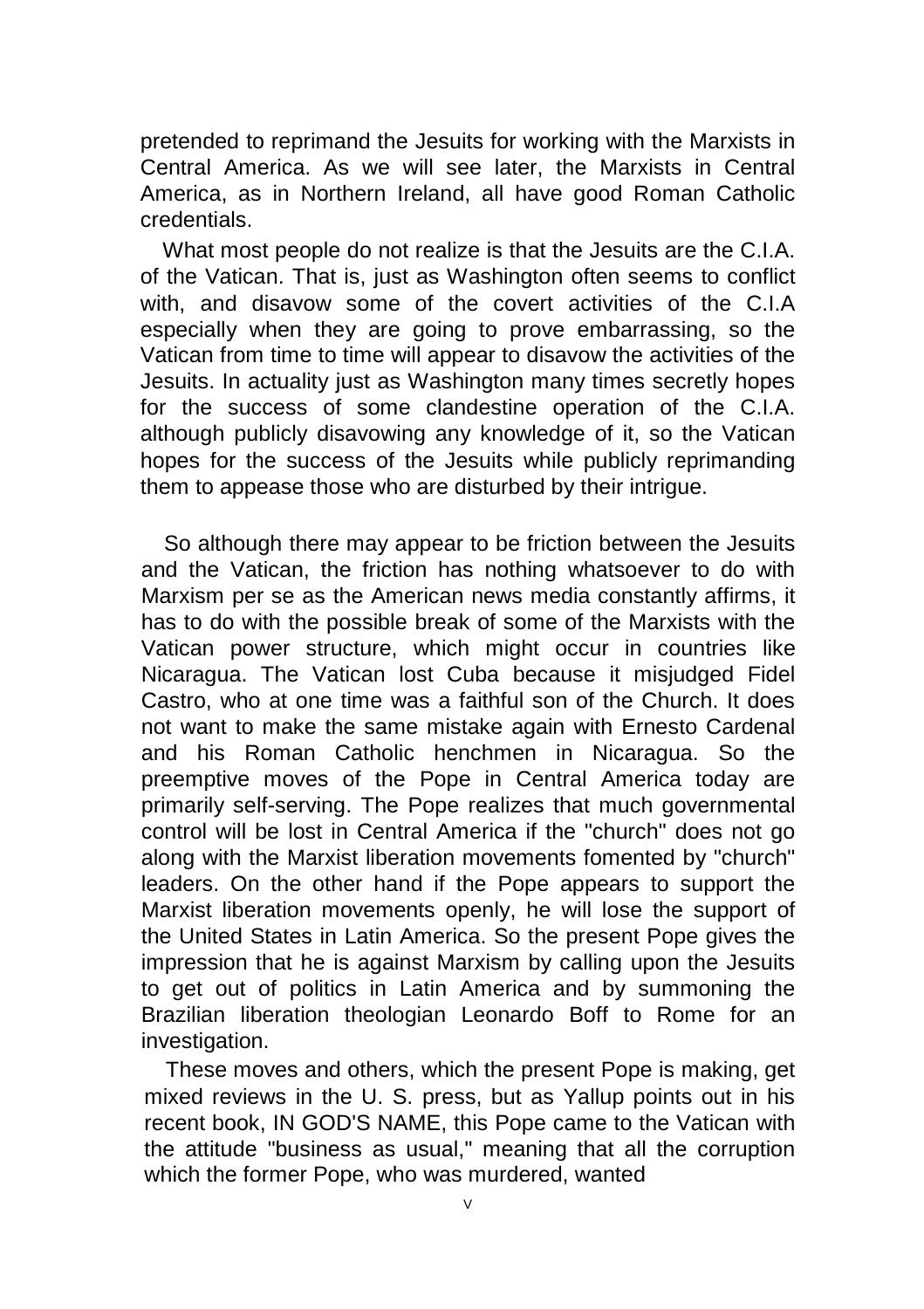pretended to reprimand the Jesuits for working with the Marxists in Central America. As we will see later, the Marxists in Central America, as in Northern Ireland, all have good Roman Catholic credentials.

What most people do not realize is that the Jesuits are the C.I.A. of the Vatican. That is, just as Washington often seems to conflict with, and disavow some of the covert activities of the C.I.A especially when they are going to prove embarrassing, so the Vatican from time to time will appear to disavow the activities of the Jesuits. In actuality just as Washington many times secretly hopes for the success of some clandestine operation of the C.I.A. although publicly disavowing any knowledge of it, so the Vatican hopes for the success of the Jesuits while publicly reprimanding them to appease those who are disturbed by their intrigue.

So although there may appear to be friction between the Jesuits and the Vatican, the friction has nothing whatsoever to do with Marxism per se as the American news media constantly affirms, it has to do with the possible break of some of the Marxists with the Vatican power structure, which might occur in countries like Nicaragua. The Vatican lost Cuba because it misjudged Fidel Castro, who at one time was a faithful son of the Church. It does not want to make the same mistake again with Ernesto Cardenal and his Roman Catholic henchmen in Nicaragua. So the preemptive moves of the Pope in Central America today are primarily self-serving. The Pope realizes that much governmental control will be lost in Central America if the "church" does not go along with the Marxist liberation movements fomented by "church" leaders. On the other hand if the Pope appears to support the Marxist liberation movements openly, he will lose the support of the United States in Latin America. So the present Pope gives the impression that he is against Marxism by calling upon the Jesuits to get out of politics in Latin America and by summoning the Brazilian liberation theologian Leonardo Boff to Rome for an investigation.

These moves and others, which the present Pope is making, get mixed reviews in the U. S. press, but as Yallup points out in his recent book, IN GOD'S NAME, this Pope came to the Vatican with the attitude "business as usual," meaning that all the corruption which the former Pope, who was murdered, wanted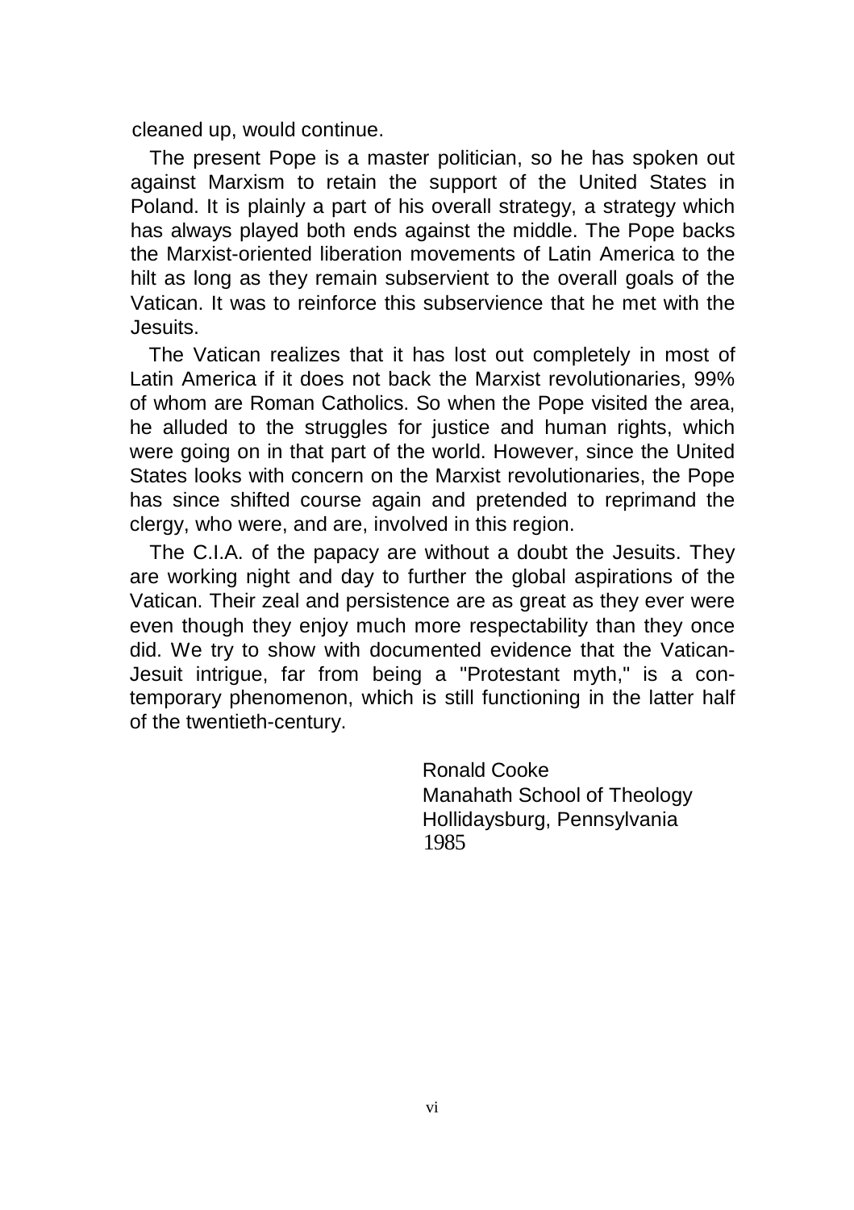cleaned up, would continue.

The present Pope is a master politician, so he has spoken out against Marxism to retain the support of the United States in Poland. It is plainly a part of his overall strategy, a strategy which has always played both ends against the middle. The Pope backs the Marxist-oriented liberation movements of Latin America to the hilt as long as they remain subservient to the overall goals of the Vatican. It was to reinforce this subservience that he met with the Jesuits.

The Vatican realizes that it has lost out completely in most of Latin America if it does not back the Marxist revolutionaries, 99% of whom are Roman Catholics. So when the Pope visited the area, he alluded to the struggles for justice and human rights, which were going on in that part of the world. However, since the United States looks with concern on the Marxist revolutionaries, the Pope has since shifted course again and pretended to reprimand the clergy, who were, and are, involved in this region.

The C.I.A. of the papacy are without a doubt the Jesuits. They are working night and day to further the global aspirations of the Vatican. Their zeal and persistence are as great as they ever were even though they enjoy much more respectability than they once did. We try to show with documented evidence that the Vatican-Jesuit intrigue, far from being a "Protestant myth," is a contemporary phenomenon, which is still functioning in the latter half of the twentieth-century.

Ronald Cooke  
Manahath School of Theology  
Hollidaysburg, Pennsylvania  
1985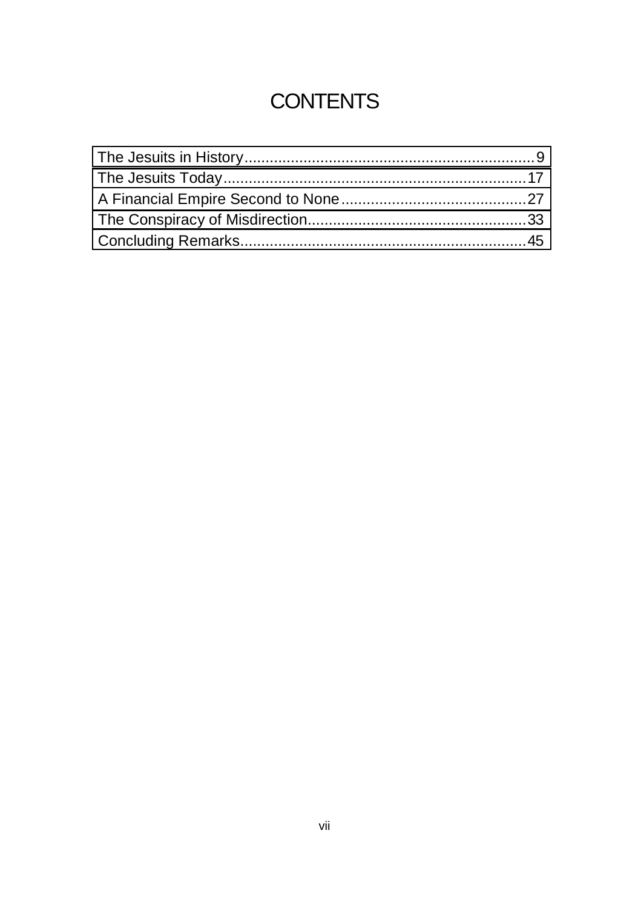# CONTENTS

| | |
|---|---|
| The Jesuits in History | 9 |
| The Jesuits Today | 17 |
| A Financial Empire Second to None | 27 |
| The Conspiracy of Misdirection | 33 |
| Concluding Remarks | 45 |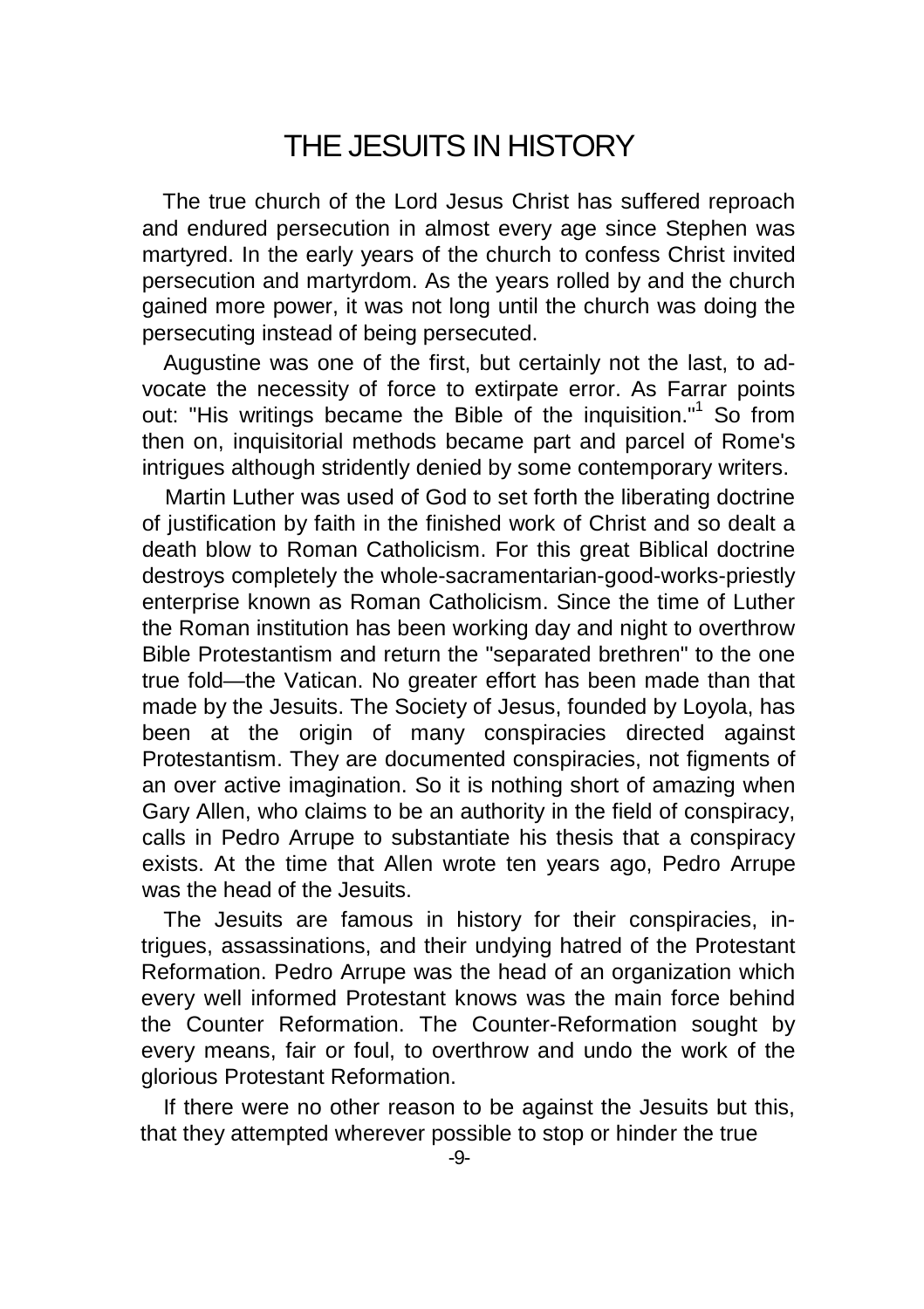# THE JESUITS IN HISTORY

The true church of the Lord Jesus Christ has suffered reproach and endured persecution in almost every age since Stephen was martyred. In the early years of the church to confess Christ invited persecution and martyrdom. As the years rolled by and the church gained more power, it was not long until the church was doing the persecuting instead of being persecuted.

Augustine was one of the first, but certainly not the last, to advocate the necessity of force to extirpate error. As Farrar points out: "His writings became the Bible of the inquisition."[1] So from then on, inquisitorial methods became part and parcel of Rome's intrigues although stridently denied by some contemporary writers.

Martin Luther was used of God to set forth the liberating doctrine of justification by faith in the finished work of Christ and so dealt a death blow to Roman Catholicism. For this great Biblical doctrine destroys completely the whole-sacramentarian-good-works-priestly enterprise known as Roman Catholicism. Since the time of Luther the Roman institution has been working day and night to overthrow Bible Protestantism and return the "separated brethren" to the one true fold—the Vatican. No greater effort has been made than that made by the Jesuits. The Society of Jesus, founded by Loyola, has been at the origin of many conspiracies directed against Protestantism. They are documented conspiracies, not figments of an over active imagination. So it is nothing short of amazing when Gary Allen, who claims to be an authority in the field of conspiracy, calls in Pedro Arrupe to substantiate his thesis that a conspiracy exists. At the time that Allen wrote ten years ago, Pedro Arrupe was the head of the Jesuits.

The Jesuits are famous in history for their conspiracies, intrigues, assassinations, and their undying hatred of the Protestant Reformation. Pedro Arrupe was the head of an organization which every well informed Protestant knows was the main force behind the Counter Reformation. The Counter-Reformation sought by every means, fair or foul, to overthrow and undo the work of the glorious Protestant Reformation.

If there were no other reason to be against the Jesuits but this, that they attempted wherever possible to stop or hinder the true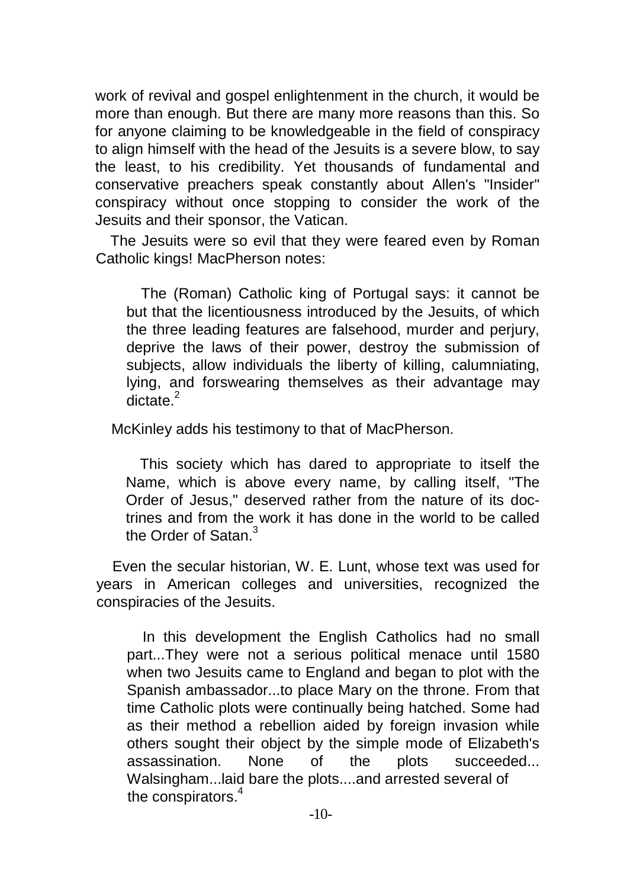work of revival and gospel enlightenment in the church, it would be more than enough. But there are many more reasons than this. So for anyone claiming to be knowledgeable in the field of conspiracy to align himself with the head of the Jesuits is a severe blow, to say the least, to his credibility. Yet thousands of fundamental and conservative preachers speak constantly about Allen's "Insider" conspiracy without once stopping to consider the work of the Jesuits and their sponsor, the Vatican.

The Jesuits were so evil that they were feared even by Roman Catholic kings! MacPherson notes:

> The (Roman) Catholic king of Portugal says: it cannot be but that the licentiousness introduced by the Jesuits, of which the three leading features are falsehood, murder and perjury, deprive the laws of their power, destroy the submission of subjects, allow individuals the liberty of killing, calumniating, lying, and forswearing themselves as their advantage may dictate.[2]

McKinley adds his testimony to that of MacPherson.

> This society which has dared to appropriate to itself the Name, which is above every name, by calling itself, "The Order of Jesus," deserved rather from the nature of its doctrines and from the work it has done in the world to be called the Order of Satan.[3]

Even the secular historian, W. E. Lunt, whose text was used for years in American colleges and universities, recognized the conspiracies of the Jesuits.

> In this development the English Catholics had no small part...They were not a serious political menace until 1580 when two Jesuits came to England and began to plot with the Spanish ambassador...to place Mary on the throne. From that time Catholic plots were continually being hatched. Some had as their method a rebellion aided by foreign invasion while others sought their object by the simple mode of Elizabeth's assassination. None of the plots succeeded... Walsingham...laid bare the plots....and arrested several of the conspirators.[4]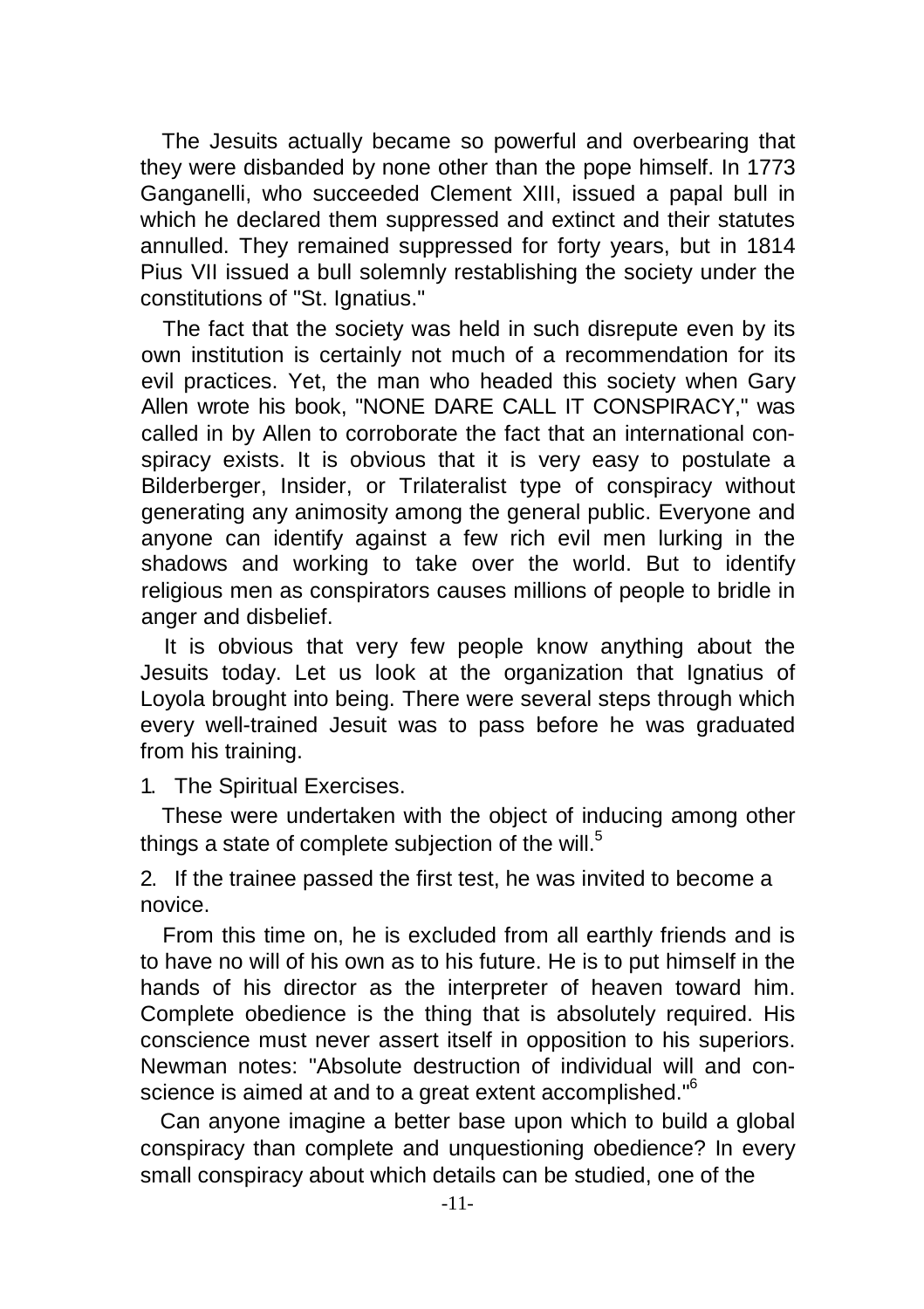The Jesuits actually became so powerful and overbearing that they were disbanded by none other than the pope himself. In 1773 Ganganelli, who succeeded Clement XIII, issued a papal bull in which he declared them suppressed and extinct and their statutes annulled. They remained suppressed for forty years, but in 1814 Pius VII issued a bull solemnly restablishing the society under the constitutions of "St. Ignatius."

The fact that the society was held in such disrepute even by its own institution is certainly not much of a recommendation for its evil practices. Yet, the man who headed this society when Gary Allen wrote his book, "NONE DARE CALL IT CONSPIRACY," was called in by Allen to corroborate the fact that an international conspiracy exists. It is obvious that it is very easy to postulate a Bilderberger, Insider, or Trilateralist type of conspiracy without generating any animosity among the general public. Everyone and anyone can identify against a few rich evil men lurking in the shadows and working to take over the world. But to identify religious men as conspirators causes millions of people to bridle in anger and disbelief.

It is obvious that very few people know anything about the Jesuits today. Let us look at the organization that Ignatius of Loyola brought into being. There were several steps through which every well-trained Jesuit was to pass before he was graduated from his training.

1. The Spiritual Exercises.

These were undertaken with the object of inducing among other things a state of complete subjection of the will.[5]

2. If the trainee passed the first test, he was invited to become a novice.

From this time on, he is excluded from all earthly friends and is to have no will of his own as to his future. He is to put himself in the hands of his director as the interpreter of heaven toward him. Complete obedience is the thing that is absolutely required. His conscience must never assert itself in opposition to his superiors. Newman notes: "Absolute destruction of individual will and conscience is aimed at and to a great extent accomplished."[6]

Can anyone imagine a better base upon which to build a global conspiracy than complete and unquestioning obedience? In every small conspiracy about which details can be studied, one of the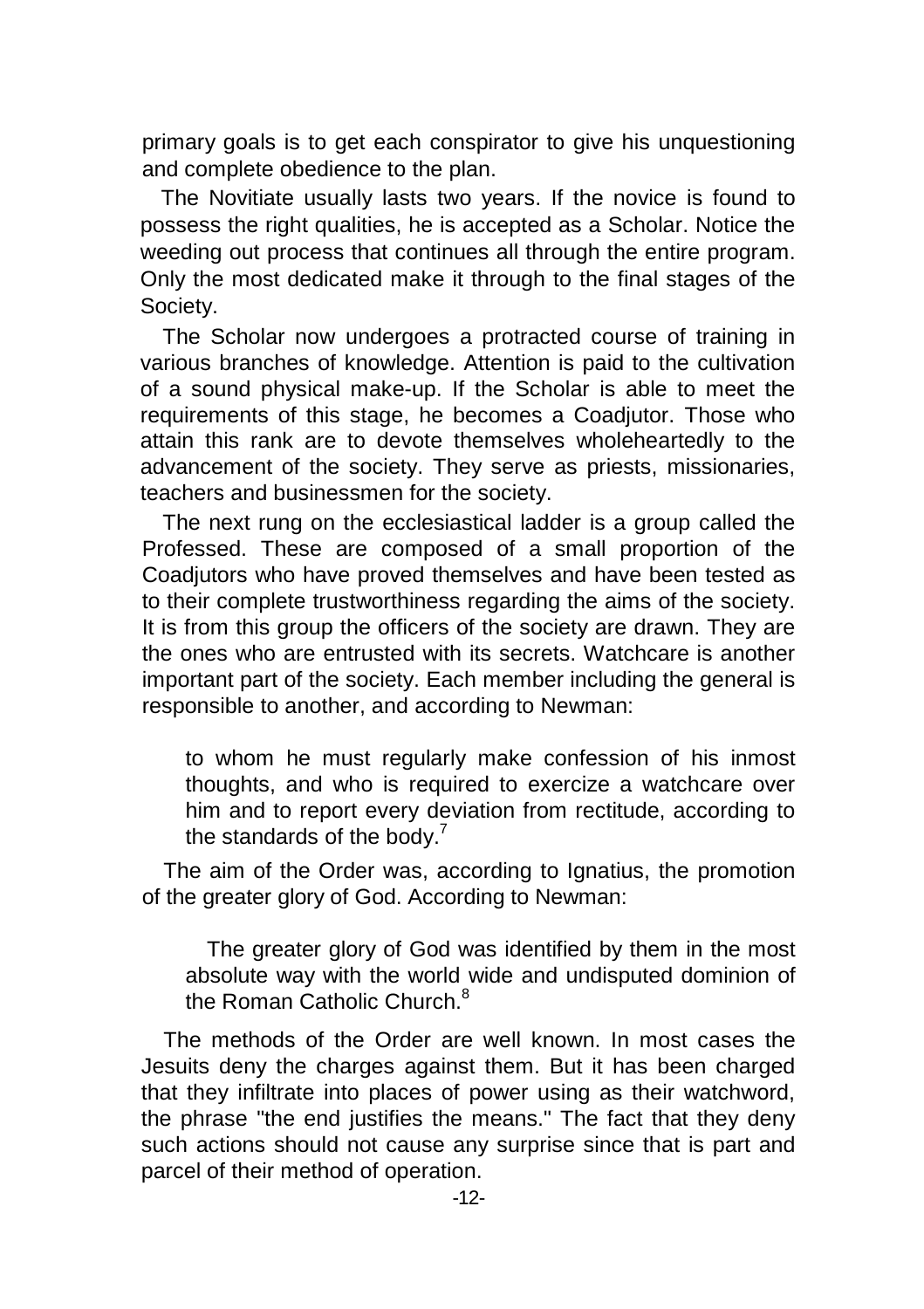primary goals is to get each conspirator to give his unquestioning and complete obedience to the plan.

The Novitiate usually lasts two years. If the novice is found to possess the right qualities, he is accepted as a Scholar. Notice the weeding out process that continues all through the entire program. Only the most dedicated make it through to the final stages of the Society.

The Scholar now undergoes a protracted course of training in various branches of knowledge. Attention is paid to the cultivation of a sound physical make-up. If the Scholar is able to meet the requirements of this stage, he becomes a Coadjutor. Those who attain this rank are to devote themselves wholeheartedly to the advancement of the society. They serve as priests, missionaries, teachers and businessmen for the society.

The next rung on the ecclesiastical ladder is a group called the Professed. These are composed of a small proportion of the Coadjutors who have proved themselves and have been tested as to their complete trustworthiness regarding the aims of the society. It is from this group the officers of the society are drawn. They are the ones who are entrusted with its secrets. Watchcare is another important part of the society. Each member including the general is responsible to another, and according to Newman:

> to whom he must regularly make confession of his inmost thoughts, and who is required to exercize a watchcare over him and to report every deviation from rectitude, according to the standards of the body.[7]

The aim of the Order was, according to Ignatius, the promotion of the greater glory of God. According to Newman:

> The greater glory of God was identified by them in the most absolute way with the world wide and undisputed dominion of the Roman Catholic Church.[8]

The methods of the Order are well known. In most cases the Jesuits deny the charges against them. But it has been charged that they infiltrate into places of power using as their watchword, the phrase "the end justifies the means." The fact that they deny such actions should not cause any surprise since that is part and parcel of their method of operation.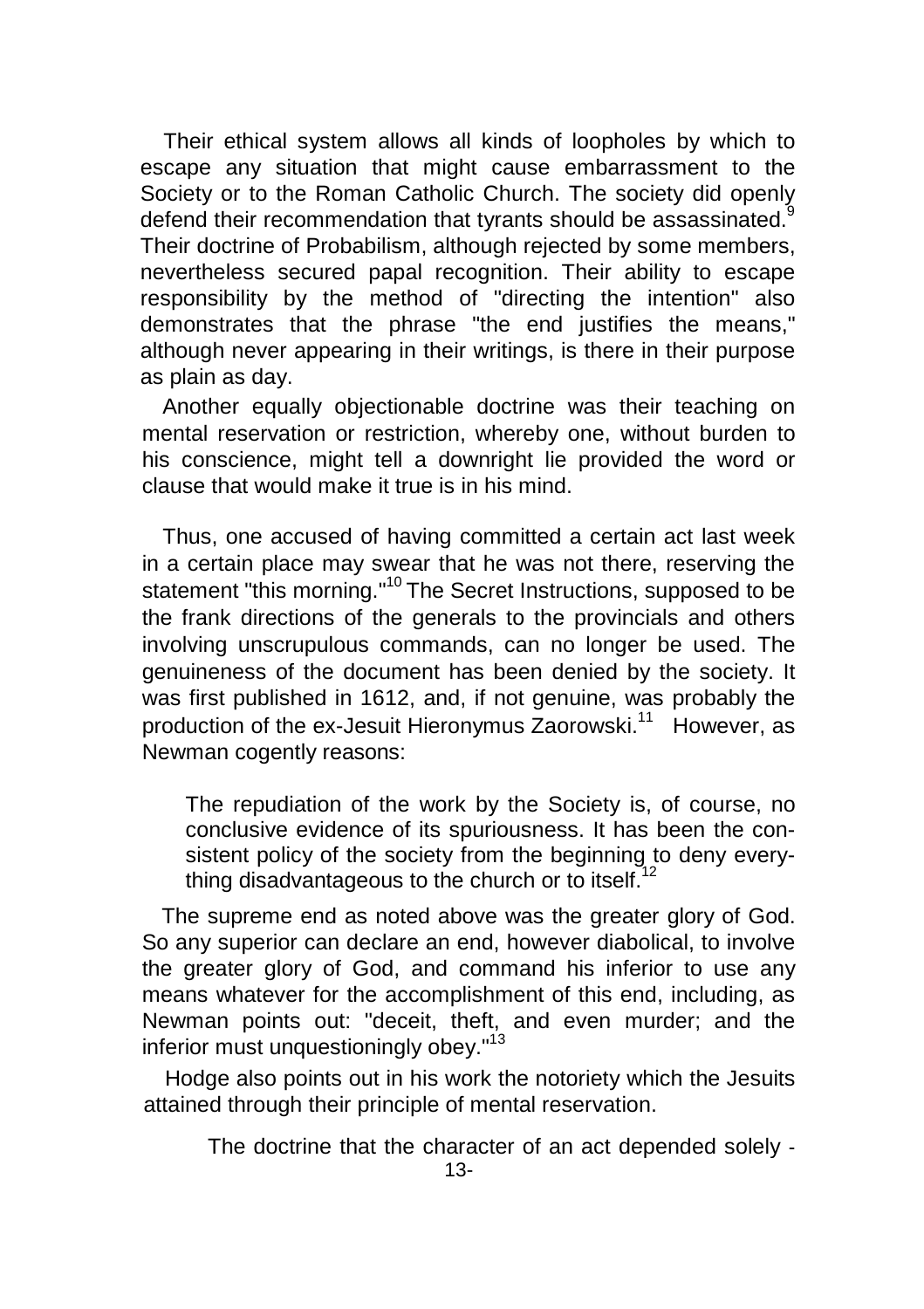Their ethical system allows all kinds of loopholes by which to escape any situation that might cause embarrassment to the Society or to the Roman Catholic Church. The society did openly defend their recommendation that tyrants should be assassinated.[9] Their doctrine of Probabilism, although rejected by some members, nevertheless secured papal recognition. Their ability to escape responsibility by the method of "directing the intention" also demonstrates that the phrase "the end justifies the means," although never appearing in their writings, is there in their purpose as plain as day.

Another equally objectionable doctrine was their teaching on mental reservation or restriction, whereby one, without burden to his conscience, might tell a downright lie provided the word or clause that would make it true is in his mind.

Thus, one accused of having committed a certain act last week in a certain place may swear that he was not there, reserving the statement "this morning."[10] The Secret Instructions, supposed to be the frank directions of the generals to the provincials and others involving unscrupulous commands, can no longer be used. The genuineness of the document has been denied by the society. It was first published in 1612, and, if not genuine, was probably the production of the ex-Jesuit Hieronymus Zaorowski.[11] However, as Newman cogently reasons:

> The repudiation of the work by the Society is, of course, no conclusive evidence of its spuriousness. It has been the consistent policy of the society from the beginning to deny everything disadvantageous to the church or to itself.[12]

The supreme end as noted above was the greater glory of God. So any superior can declare an end, however diabolical, to involve the greater glory of God, and command his inferior to use any means whatever for the accomplishment of this end, including, as Newman points out: "deceit, theft, and even murder; and the inferior must unquestioningly obey."[13]

Hodge also points out in his work the notoriety which the Jesuits attained through their principle of mental reservation.

> The doctrine that the character of an act depended solely -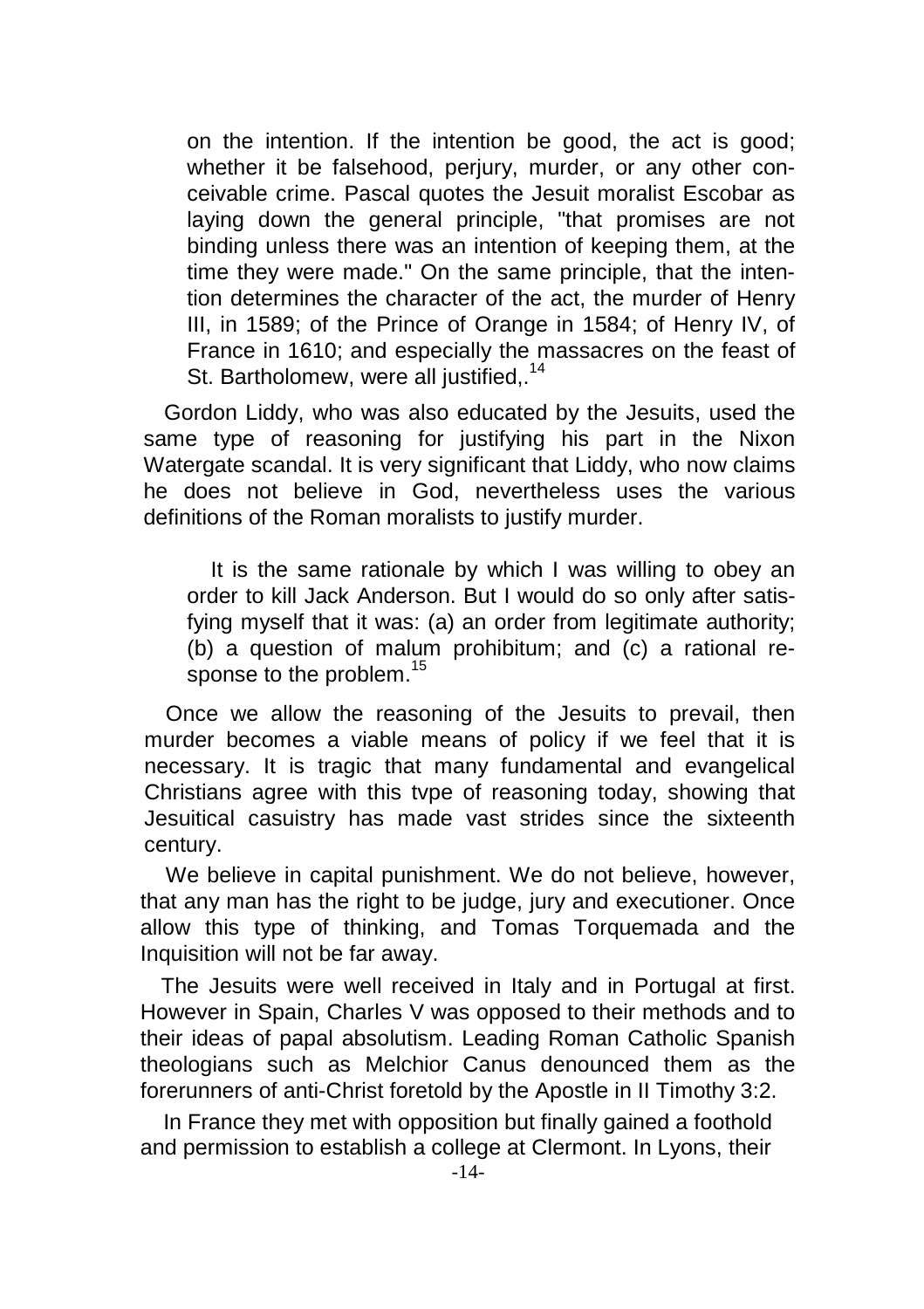> on the intention. If the intention be good, the act is good; whether it be falsehood, perjury, murder, or any other conceivable crime. Pascal quotes the Jesuit moralist Escobar as laying down the general principle, "that promises are not binding unless there was an intention of keeping them, at the time they were made." On the same principle, that the intention determines the character of the act, the murder of Henry III, in 1589; of the Prince of Orange in 1584; of Henry IV, of France in 1610; and especially the massacres on the feast of St. Bartholomew, were all justified,.[14]

Gordon Liddy, who was also educated by the Jesuits, used the same type of reasoning for justifying his part in the Nixon Watergate scandal. It is very significant that Liddy, who now claims he does not believe in God, nevertheless uses the various definitions of the Roman moralists to justify murder.

> It is the same rationale by which I was willing to obey an order to kill Jack Anderson. But I would do so only after satisfying myself that it was: (a) an order from legitimate authority; (b) a question of malum prohibitum; and (c) a rational response to the problem.[15]

Once we allow the reasoning of the Jesuits to prevail, then murder becomes a viable means of policy if we feel that it is necessary. It is tragic that many fundamental and evangelical Christians agree with this tvpe of reasoning today, showing that Jesuitical casuistry has made vast strides since the sixteenth century.

We believe in capital punishment. We do not believe, however, that any man has the right to be judge, jury and executioner. Once allow this type of thinking, and Tomas Torquemada and the Inquisition will not be far away.

The Jesuits were well received in Italy and in Portugal at first. However in Spain, Charles V was opposed to their methods and to their ideas of papal absolutism. Leading Roman Catholic Spanish theologians such as Melchior Canus denounced them as the forerunners of anti-Christ foretold by the Apostle in II Timothy 3:2.

In France they met with opposition but finally gained a foothold and permission to establish a college at Clermont. In Lyons, their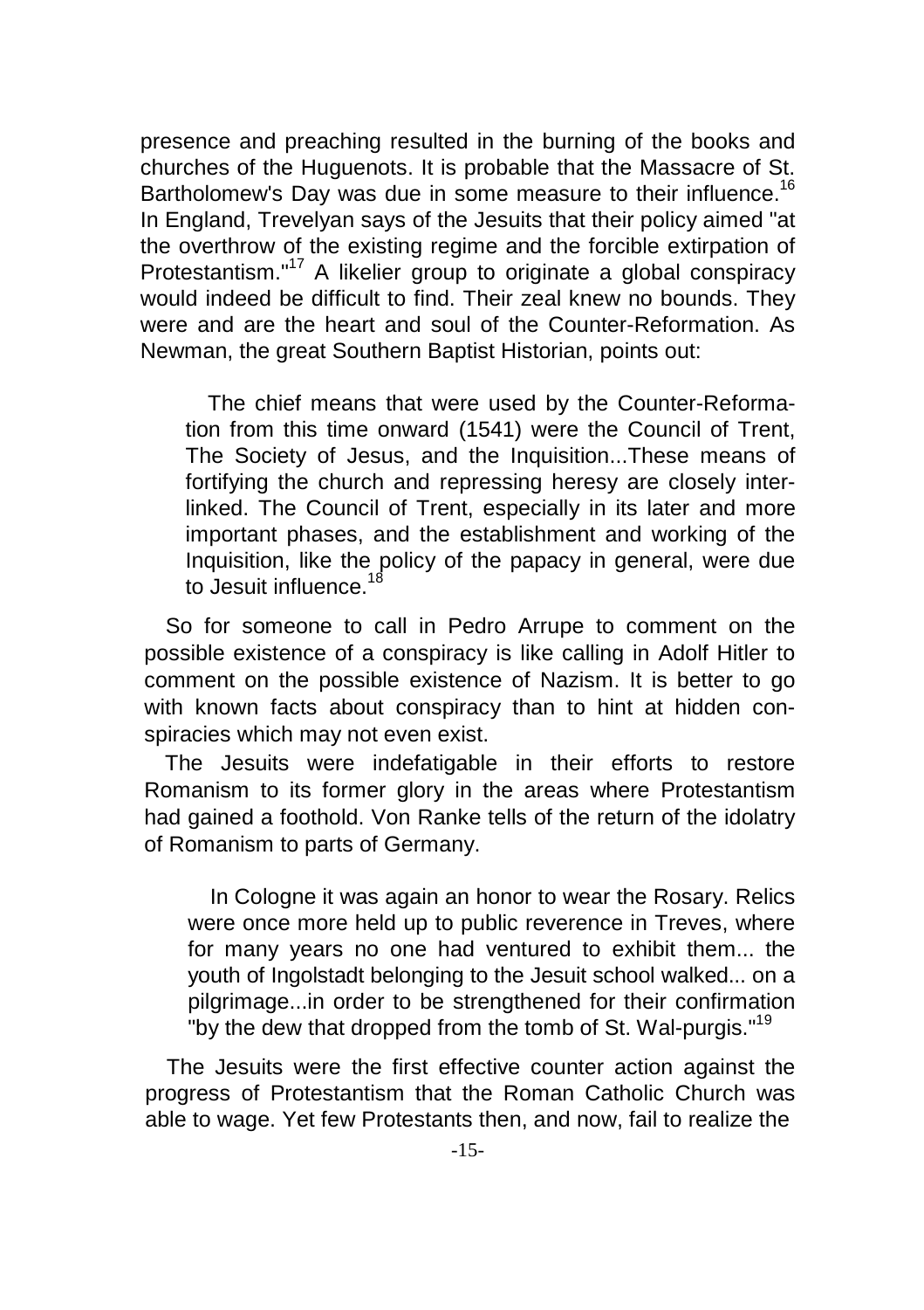presence and preaching resulted in the burning of the books and churches of the Huguenots. It is probable that the Massacre of St. Bartholomew's Day was due in some measure to their influence.[16] In England, Trevelyan says of the Jesuits that their policy aimed "at the overthrow of the existing regime and the forcible extirpation of Protestantism."[17] A likelier group to originate a global conspiracy would indeed be difficult to find. Their zeal knew no bounds. They were and are the heart and soul of the Counter-Reformation. As Newman, the great Southern Baptist Historian, points out:

> The chief means that were used by the Counter-Reformation from this time onward (1541) were the Council of Trent, The Society of Jesus, and the Inquisition...These means of fortifying the church and repressing heresy are closely interlinked. The Council of Trent, especially in its later and more important phases, and the establishment and working of the Inquisition, like the policy of the papacy in general, were due to Jesuit influence.[18]

So for someone to call in Pedro Arrupe to comment on the possible existence of a conspiracy is like calling in Adolf Hitler to comment on the possible existence of Nazism. It is better to go with known facts about conspiracy than to hint at hidden conspiracies which may not even exist.

The Jesuits were indefatigable in their efforts to restore Romanism to its former glory in the areas where Protestantism had gained a foothold. Von Ranke tells of the return of the idolatry of Romanism to parts of Germany.

> In Cologne it was again an honor to wear the Rosary. Relics were once more held up to public reverence in Treves, where for many years no one had ventured to exhibit them... the youth of Ingolstadt belonging to the Jesuit school walked... on a pilgrimage...in order to be strengthened for their confirmation "by the dew that dropped from the tomb of St. Wal-purgis."[19]

The Jesuits were the first effective counter action against the progress of Protestantism that the Roman Catholic Church was able to wage. Yet few Protestants then, and now, fail to realize the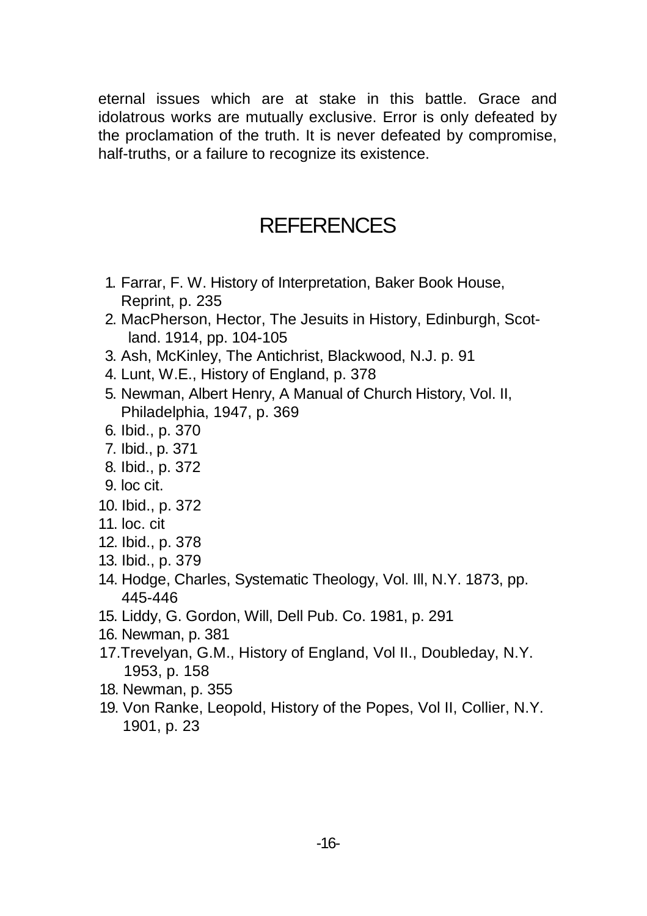eternal issues which are at stake in this battle. Grace and idolatrous works are mutually exclusive. Error is only defeated by the proclamation of the truth. It is never defeated by compromise, half-truths, or a failure to recognize its existence.

# REFERENCES

1. Farrar, F. W. History of Interpretation, Baker Book House, Reprint, p. 235
2. MacPherson, Hector, The Jesuits in History, Edinburgh, Scotland. 1914, pp. 104-105
3. Ash, McKinley, The Antichrist, Blackwood, N.J. p. 91
4. Lunt, W.E., History of England, p. 378
5. Newman, Albert Henry, A Manual of Church History, Vol. II, Philadelphia, 1947, p. 369
6. Ibid., p. 370
7. Ibid., p. 371
8. Ibid., p. 372
9. loc cit.
10. Ibid., p. 372
11. loc. cit
12. Ibid., p. 378
13. Ibid., p. 379
14. Hodge, Charles, Systematic Theology, Vol. Ill, N.Y. 1873, pp. 445-446
15. Liddy, G. Gordon, Will, Dell Pub. Co. 1981, p. 291
16. Newman, p. 381
17. Trevelyan, G.M., History of England, Vol II., Doubleday, N.Y. 1953, p. 158
18. Newman, p. 355
19. Von Ranke, Leopold, History of the Popes, Vol II, Collier, N.Y. 1901, p. 23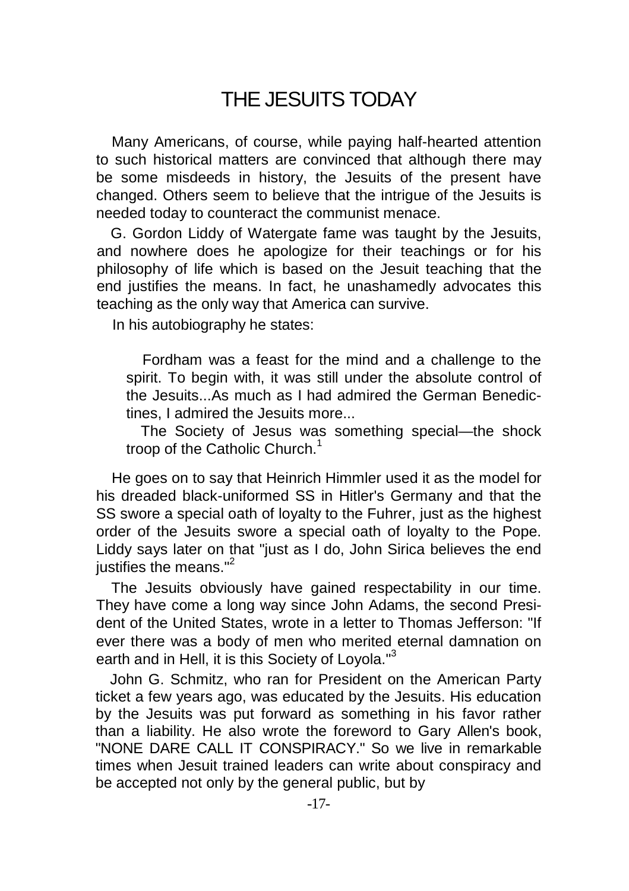# THE JESUITS TODAY

Many Americans, of course, while paying half-hearted attention to such historical matters are convinced that although there may be some misdeeds in history, the Jesuits of the present have changed. Others seem to believe that the intrigue of the Jesuits is needed today to counteract the communist menace.

G. Gordon Liddy of Watergate fame was taught by the Jesuits, and nowhere does he apologize for their teachings or for his philosophy of life which is based on the Jesuit teaching that the end justifies the means. In fact, he unashamedly advocates this teaching as the only way that America can survive.

In his autobiography he states:

> Fordham was a feast for the mind and a challenge to the spirit. To begin with, it was still under the absolute control of the Jesuits...As much as I had admired the German Benedictines, I admired the Jesuits more...
>
> The Society of Jesus was something special—the shock troop of the Catholic Church.[1]

He goes on to say that Heinrich Himmler used it as the model for his dreaded black-uniformed SS in Hitler's Germany and that the SS swore a special oath of loyalty to the Fuhrer, just as the highest order of the Jesuits swore a special oath of loyalty to the Pope. Liddy says later on that "just as I do, John Sirica believes the end justifies the means."[2]

The Jesuits obviously have gained respectability in our time. They have come a long way since John Adams, the second President of the United States, wrote in a letter to Thomas Jefferson: "If ever there was a body of men who merited eternal damnation on earth and in Hell, it is this Society of Loyola."[3]

John G. Schmitz, who ran for President on the American Party ticket a few years ago, was educated by the Jesuits. His education by the Jesuits was put forward as something in his favor rather than a liability. He also wrote the foreword to Gary Allen's book, "NONE DARE CALL IT CONSPIRACY." So we live in remarkable times when Jesuit trained leaders can write about conspiracy and be accepted not only by the general public, but by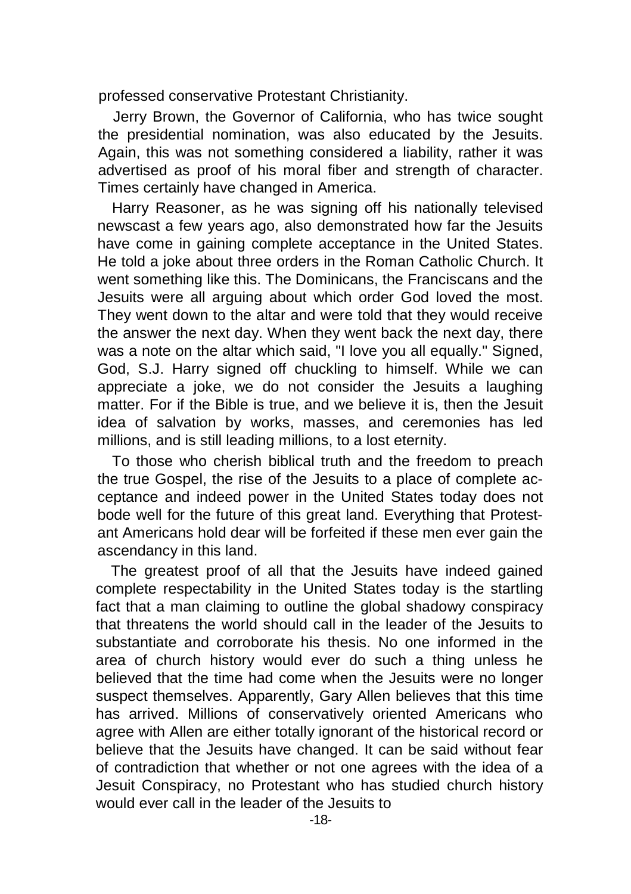professed conservative Protestant Christianity.

Jerry Brown, the Governor of California, who has twice sought the presidential nomination, was also educated by the Jesuits. Again, this was not something considered a liability, rather it was advertised as proof of his moral fiber and strength of character. Times certainly have changed in America.

Harry Reasoner, as he was signing off his nationally televised newscast a few years ago, also demonstrated how far the Jesuits have come in gaining complete acceptance in the United States. He told a joke about three orders in the Roman Catholic Church. It went something like this. The Dominicans, the Franciscans and the Jesuits were all arguing about which order God loved the most. They went down to the altar and were told that they would receive the answer the next day. When they went back the next day, there was a note on the altar which said, "I love you all equally." Signed, God, S.J. Harry signed off chuckling to himself. While we can appreciate a joke, we do not consider the Jesuits a laughing matter. For if the Bible is true, and we believe it is, then the Jesuit idea of salvation by works, masses, and ceremonies has led millions, and is still leading millions, to a lost eternity.

To those who cherish biblical truth and the freedom to preach the true Gospel, the rise of the Jesuits to a place of complete acceptance and indeed power in the United States today does not bode well for the future of this great land. Everything that Protestant Americans hold dear will be forfeited if these men ever gain the ascendancy in this land.

The greatest proof of all that the Jesuits have indeed gained complete respectability in the United States today is the startling fact that a man claiming to outline the global shadowy conspiracy that threatens the world should call in the leader of the Jesuits to substantiate and corroborate his thesis. No one informed in the area of church history would ever do such a thing unless he believed that the time had come when the Jesuits were no longer suspect themselves. Apparently, Gary Allen believes that this time has arrived. Millions of conservatively oriented Americans who agree with Allen are either totally ignorant of the historical record or believe that the Jesuits have changed. It can be said without fear of contradiction that whether or not one agrees with the idea of a Jesuit Conspiracy, no Protestant who has studied church history would ever call in the leader of the Jesuits to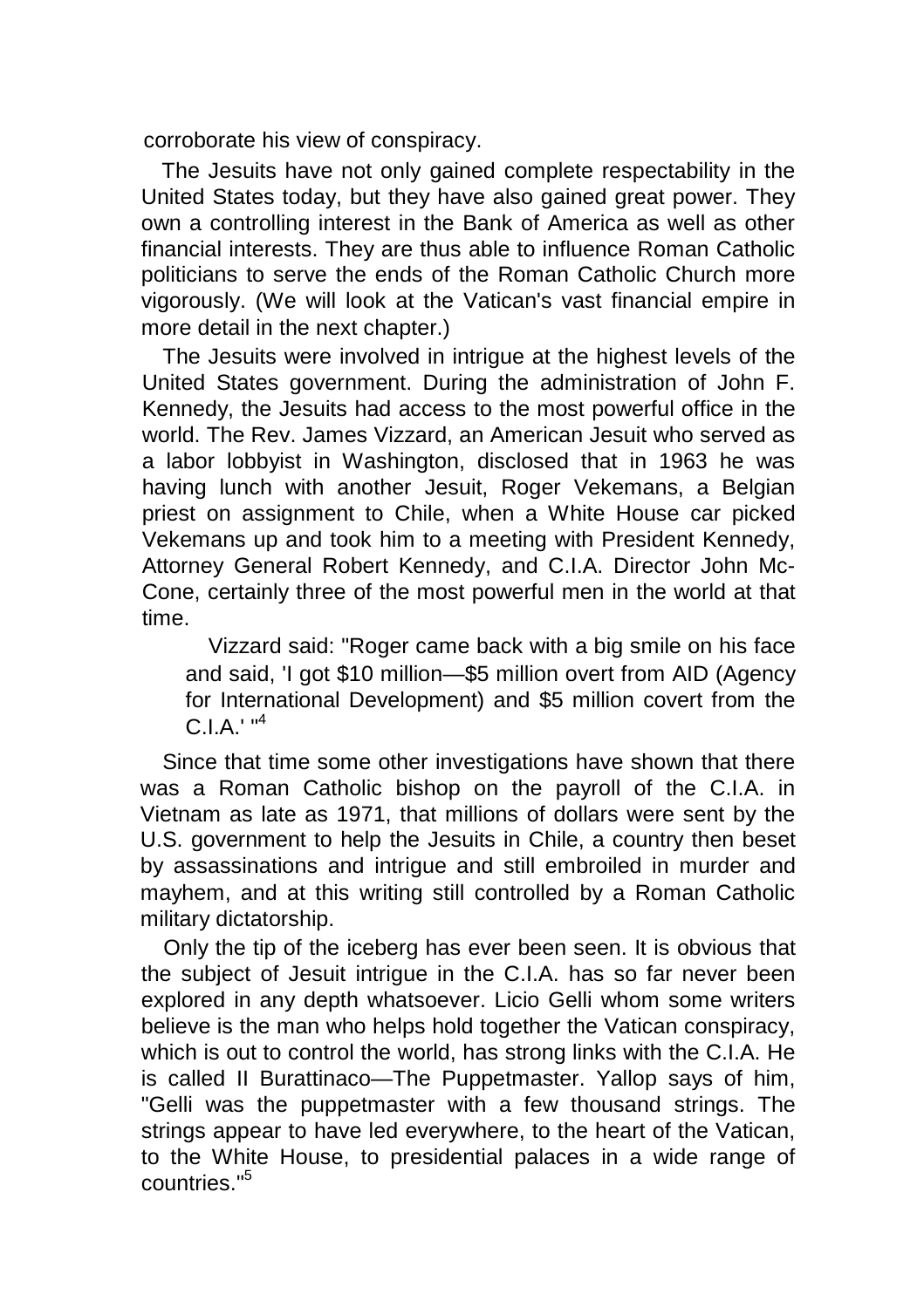corroborate his view of conspiracy.

The Jesuits have not only gained complete respectability in the United States today, but they have also gained great power. They own a controlling interest in the Bank of America as well as other financial interests. They are thus able to influence Roman Catholic politicians to serve the ends of the Roman Catholic Church more vigorously. (We will look at the Vatican's vast financial empire in more detail in the next chapter.)

The Jesuits were involved in intrigue at the highest levels of the United States government. During the administration of John F. Kennedy, the Jesuits had access to the most powerful office in the world. The Rev. James Vizzard, an American Jesuit who served as a labor lobbyist in Washington, disclosed that in 1963 he was having lunch with another Jesuit, Roger Vekemans, a Belgian priest on assignment to Chile, when a White House car picked Vekemans up and took him to a meeting with President Kennedy, Attorney General Robert Kennedy, and C.I.A. Director John Mc-Cone, certainly three of the most powerful men in the world at that time.

> Vizzard said: "Roger came back with a big smile on his face and said, 'I got $10 million—$5 million overt from AID (Agency for International Development) and $5 million covert from the C.I.A.' "[4]

Since that time some other investigations have shown that there was a Roman Catholic bishop on the payroll of the C.I.A. in Vietnam as late as 1971, that millions of dollars were sent by the U.S. government to help the Jesuits in Chile, a country then beset by assassinations and intrigue and still embroiled in murder and mayhem, and at this writing still controlled by a Roman Catholic military dictatorship.

Only the tip of the iceberg has ever been seen. It is obvious that the subject of Jesuit intrigue in the C.I.A. has so far never been explored in any depth whatsoever. Licio Gelli whom some writers believe is the man who helps hold together the Vatican conspiracy, which is out to control the world, has strong links with the C.I.A. He is called II Burattinaco—The Puppetmaster. Yallop says of him, "Gelli was the puppetmaster with a few thousand strings. The strings appear to have led everywhere, to the heart of the Vatican, to the White House, to presidential palaces in a wide range of countries."[5]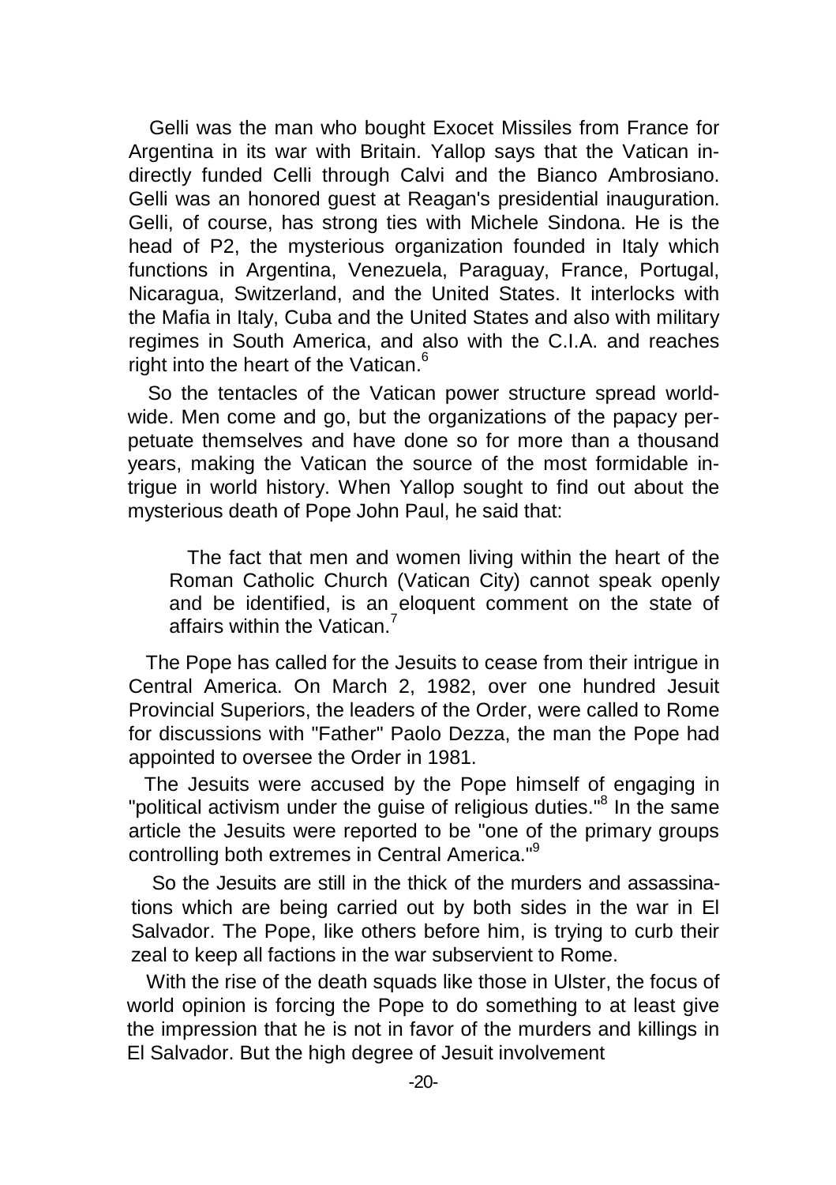Gelli was the man who bought Exocet Missiles from France for Argentina in its war with Britain. Yallop says that the Vatican indirectly funded Celli through Calvi and the Bianco Ambrosiano. Gelli was an honored guest at Reagan's presidential inauguration. Gelli, of course, has strong ties with Michele Sindona. He is the head of P2, the mysterious organization founded in Italy which functions in Argentina, Venezuela, Paraguay, France, Portugal, Nicaragua, Switzerland, and the United States. It interlocks with the Mafia in Italy, Cuba and the United States and also with military regimes in South America, and also with the C.I.A. and reaches right into the heart of the Vatican.[6]

So the tentacles of the Vatican power structure spread worldwide. Men come and go, but the organizations of the papacy perpetuate themselves and have done so for more than a thousand years, making the Vatican the source of the most formidable intrigue in world history. When Yallop sought to find out about the mysterious death of Pope John Paul, he said that:

> The fact that men and women living within the heart of the Roman Catholic Church (Vatican City) cannot speak openly and be identified, is an eloquent comment on the state of affairs within the Vatican.[7]

The Pope has called for the Jesuits to cease from their intrigue in Central America. On March 2, 1982, over one hundred Jesuit Provincial Superiors, the leaders of the Order, were called to Rome for discussions with "Father" Paolo Dezza, the man the Pope had appointed to oversee the Order in 1981.

The Jesuits were accused by the Pope himself of engaging in "political activism under the guise of religious duties."[8] In the same article the Jesuits were reported to be "one of the primary groups controlling both extremes in Central America."[9]

So the Jesuits are still in the thick of the murders and assassinations which are being carried out by both sides in the war in El Salvador. The Pope, like others before him, is trying to curb their zeal to keep all factions in the war subservient to Rome.

With the rise of the death squads like those in Ulster, the focus of world opinion is forcing the Pope to do something to at least give the impression that he is not in favor of the murders and killings in El Salvador. But the high degree of Jesuit involvement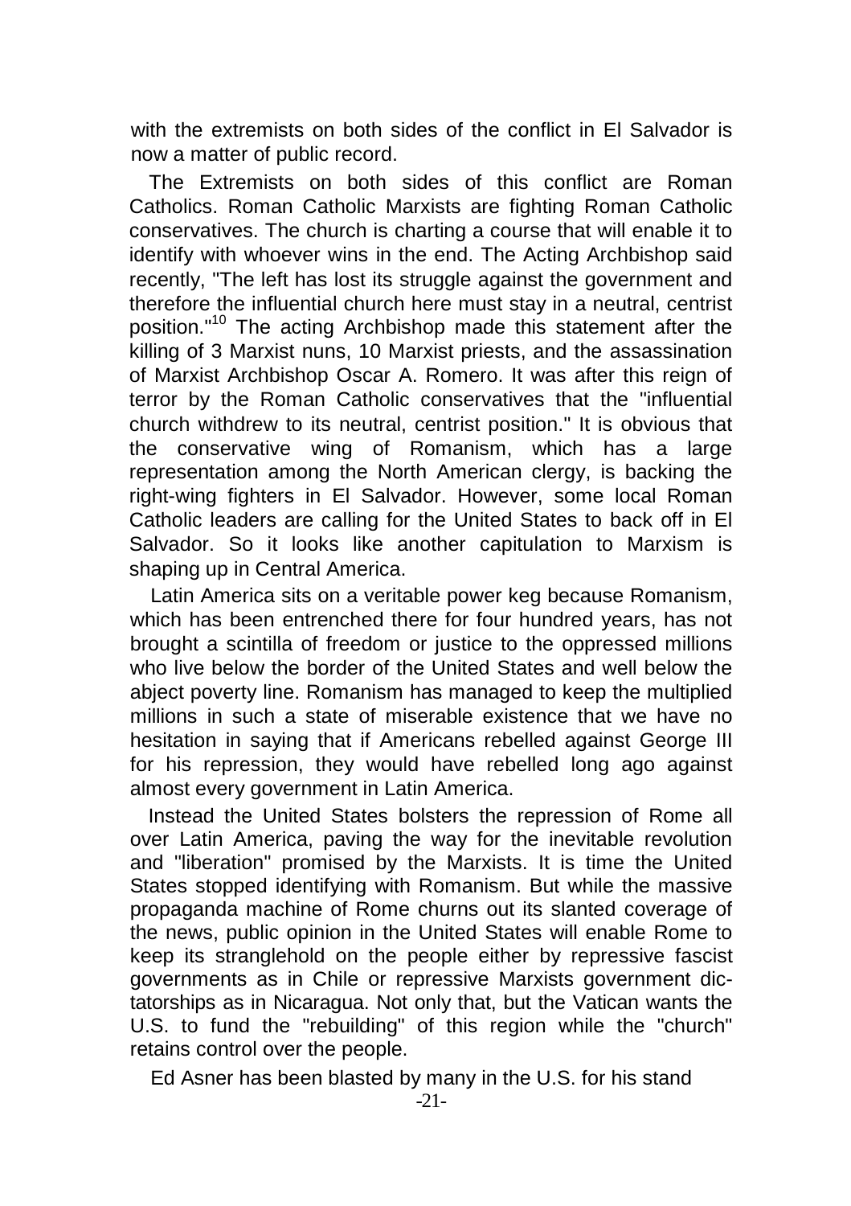with the extremists on both sides of the conflict in El Salvador is now a matter of public record.

The Extremists on both sides of this conflict are Roman Catholics. Roman Catholic Marxists are fighting Roman Catholic conservatives. The church is charting a course that will enable it to identify with whoever wins in the end. The Acting Archbishop said recently, "The left has lost its struggle against the government and therefore the influential church here must stay in a neutral, centrist position."[10] The acting Archbishop made this statement after the killing of 3 Marxist nuns, 10 Marxist priests, and the assassination of Marxist Archbishop Oscar A. Romero. It was after this reign of terror by the Roman Catholic conservatives that the "influential church withdrew to its neutral, centrist position." It is obvious that the conservative wing of Romanism, which has a large representation among the North American clergy, is backing the right-wing fighters in El Salvador. However, some local Roman Catholic leaders are calling for the United States to back off in El Salvador. So it looks like another capitulation to Marxism is shaping up in Central America.

Latin America sits on a veritable power keg because Romanism, which has been entrenched there for four hundred years, has not brought a scintilla of freedom or justice to the oppressed millions who live below the border of the United States and well below the abject poverty line. Romanism has managed to keep the multiplied millions in such a state of miserable existence that we have no hesitation in saying that if Americans rebelled against George III for his repression, they would have rebelled long ago against almost every government in Latin America.

Instead the United States bolsters the repression of Rome all over Latin America, paving the way for the inevitable revolution and "liberation" promised by the Marxists. It is time the United States stopped identifying with Romanism. But while the massive propaganda machine of Rome churns out its slanted coverage of the news, public opinion in the United States will enable Rome to keep its stranglehold on the people either by repressive fascist governments as in Chile or repressive Marxists government dictatorships as in Nicaragua. Not only that, but the Vatican wants the U.S. to fund the "rebuilding" of this region while the "church" retains control over the people.

Ed Asner has been blasted by many in the U.S. for his stand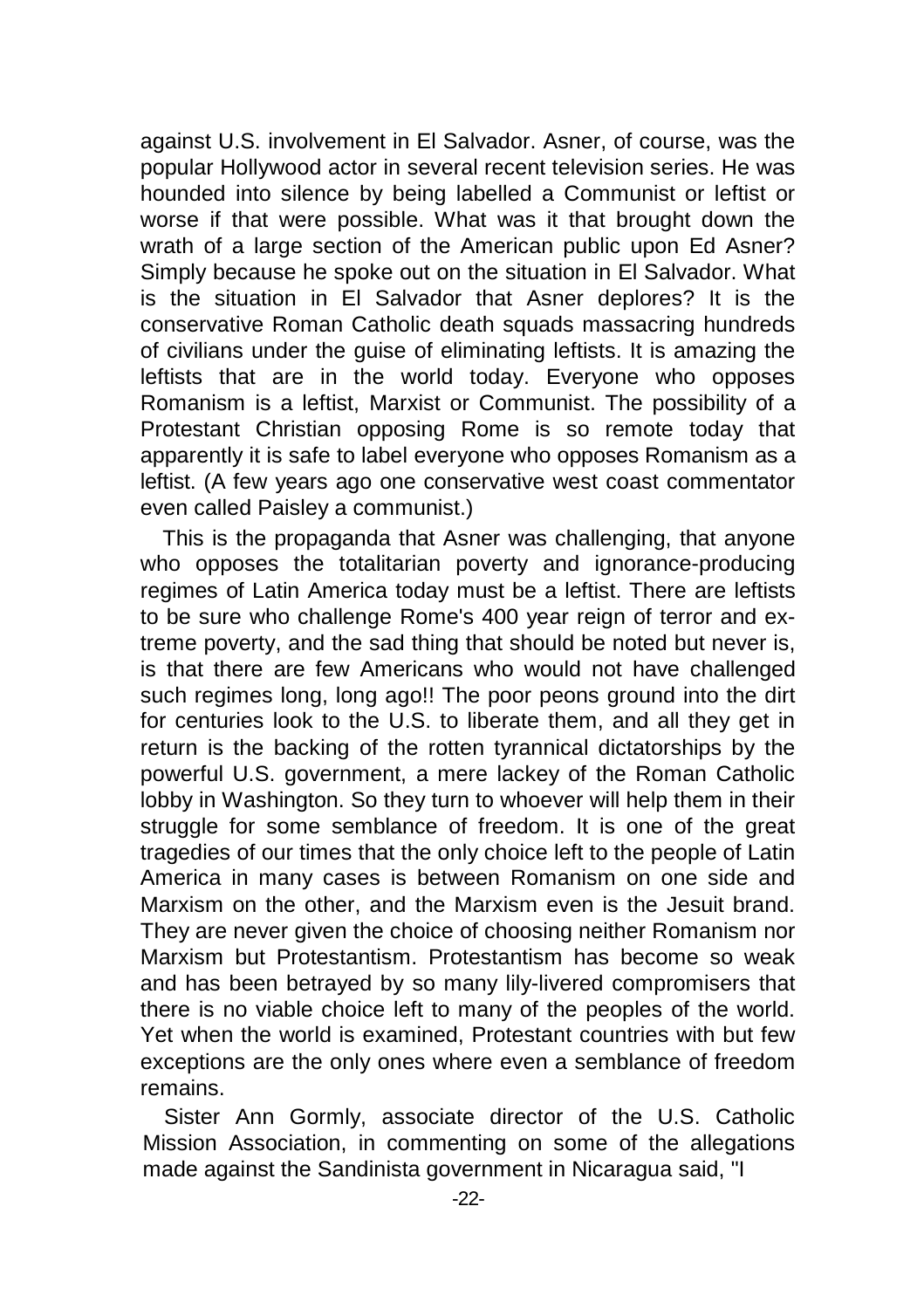against U.S. involvement in El Salvador. Asner, of course, was the popular Hollywood actor in several recent television series. He was hounded into silence by being labelled a Communist or leftist or worse if that were possible. What was it that brought down the wrath of a large section of the American public upon Ed Asner? Simply because he spoke out on the situation in El Salvador. What is the situation in El Salvador that Asner deplores? It is the conservative Roman Catholic death squads massacring hundreds of civilians under the guise of eliminating leftists. It is amazing the leftists that are in the world today. Everyone who opposes Romanism is a leftist, Marxist or Communist. The possibility of a Protestant Christian opposing Rome is so remote today that apparently it is safe to label everyone who opposes Romanism as a leftist. (A few years ago one conservative west coast commentator even called Paisley a communist.)

This is the propaganda that Asner was challenging, that anyone who opposes the totalitarian poverty and ignorance-producing regimes of Latin America today must be a leftist. There are leftists to be sure who challenge Rome's 400 year reign of terror and extreme poverty, and the sad thing that should be noted but never is, is that there are few Americans who would not have challenged such regimes long, long ago!! The poor peons ground into the dirt for centuries look to the U.S. to liberate them, and all they get in return is the backing of the rotten tyrannical dictatorships by the powerful U.S. government, a mere lackey of the Roman Catholic lobby in Washington. So they turn to whoever will help them in their struggle for some semblance of freedom. It is one of the great tragedies of our times that the only choice left to the people of Latin America in many cases is between Romanism on one side and Marxism on the other, and the Marxism even is the Jesuit brand. They are never given the choice of choosing neither Romanism nor Marxism but Protestantism. Protestantism has become so weak and has been betrayed by so many lily-livered compromisers that there is no viable choice left to many of the peoples of the world. Yet when the world is examined, Protestant countries with but few exceptions are the only ones where even a semblance of freedom remains.

Sister Ann Gormly, associate director of the U.S. Catholic Mission Association, in commenting on some of the allegations made against the Sandinista government in Nicaragua said, "I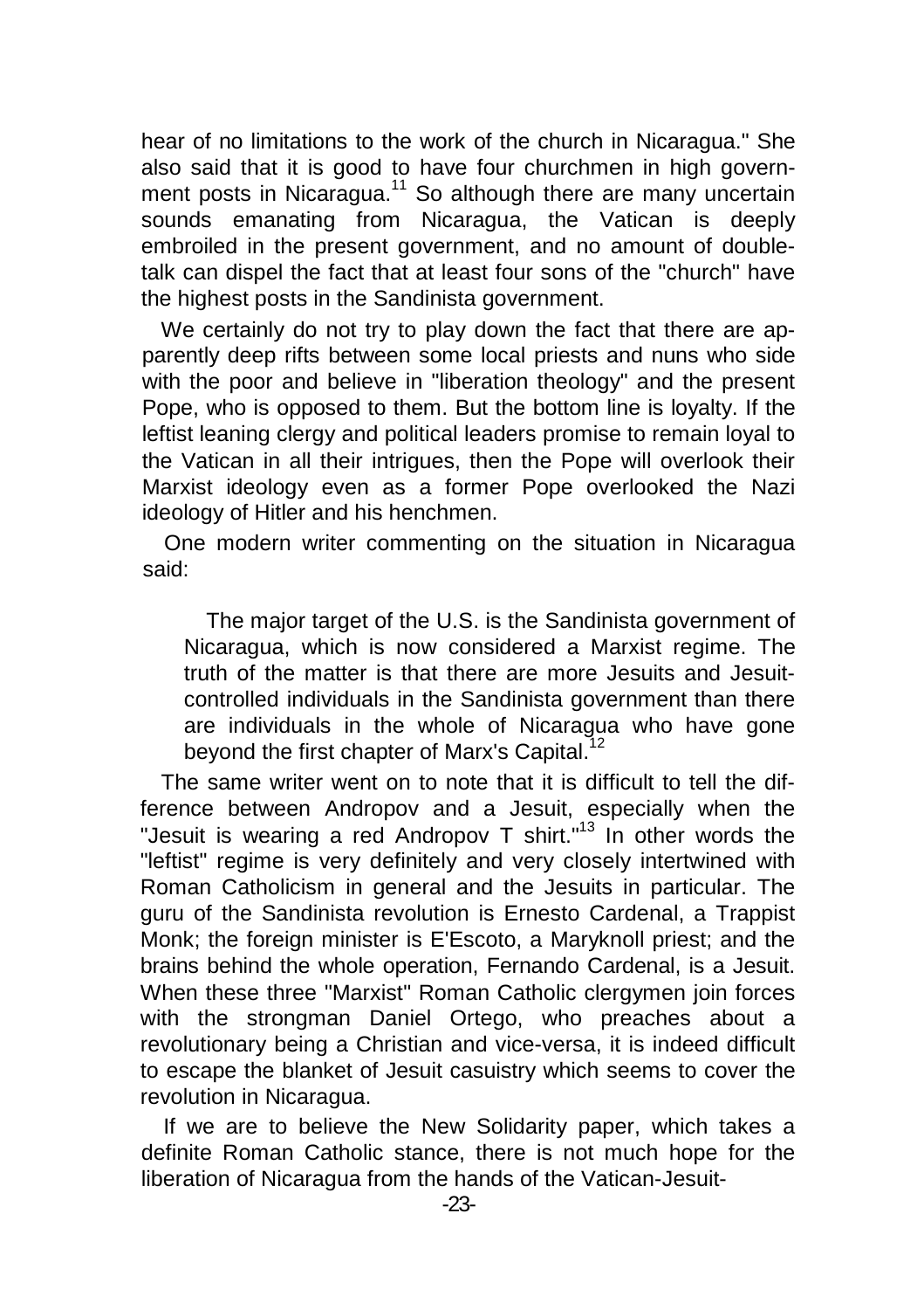hear of no limitations to the work of the church in Nicaragua." She also said that it is good to have four churchmen in high government posts in Nicaragua.[11] So although there are many uncertain sounds emanating from Nicaragua, the Vatican is deeply embroiled in the present government, and no amount of double-talk can dispel the fact that at least four sons of the "church" have the highest posts in the Sandinista government.

We certainly do not try to play down the fact that there are apparently deep rifts between some local priests and nuns who side with the poor and believe in "liberation theology" and the present Pope, who is opposed to them. But the bottom line is loyalty. If the leftist leaning clergy and political leaders promise to remain loyal to the Vatican in all their intrigues, then the Pope will overlook their Marxist ideology even as a former Pope overlooked the Nazi ideology of Hitler and his henchmen.

One modern writer commenting on the situation in Nicaragua said:

> The major target of the U.S. is the Sandinista government of Nicaragua, which is now considered a Marxist regime. The truth of the matter is that there are more Jesuits and Jesuit-controlled individuals in the Sandinista government than there are individuals in the whole of Nicaragua who have gone beyond the first chapter of Marx's Capital.[12]

The same writer went on to note that it is difficult to tell the difference between Andropov and a Jesuit, especially when the "Jesuit is wearing a red Andropov T shirt."[13] In other words the "leftist" regime is very definitely and very closely intertwined with Roman Catholicism in general and the Jesuits in particular. The guru of the Sandinista revolution is Ernesto Cardenal, a Trappist Monk; the foreign minister is E'Escoto, a Maryknoll priest; and the brains behind the whole operation, Fernando Cardenal, is a Jesuit. When these three "Marxist" Roman Catholic clergymen join forces with the strongman Daniel Ortego, who preaches about a revolutionary being a Christian and vice-versa, it is indeed difficult to escape the blanket of Jesuit casuistry which seems to cover the revolution in Nicaragua.

If we are to believe the New Solidarity paper, which takes a definite Roman Catholic stance, there is not much hope for the liberation of Nicaragua from the hands of the Vatican-Jesuit-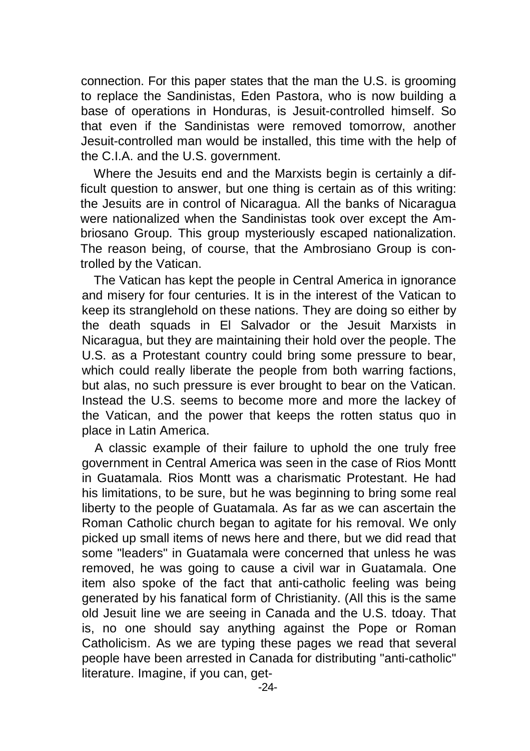connection. For this paper states that the man the U.S. is grooming to replace the Sandinistas, Eden Pastora, who is now building a base of operations in Honduras, is Jesuit-controlled himself. So that even if the Sandinistas were removed tomorrow, another Jesuit-controlled man would be installed, this time with the help of the C.I.A. and the U.S. government.

Where the Jesuits end and the Marxists begin is certainly a difficult question to answer, but one thing is certain as of this writing: the Jesuits are in control of Nicaragua. All the banks of Nicaragua were nationalized when the Sandinistas took over except the Ambriosano Group. This group mysteriously escaped nationalization. The reason being, of course, that the Ambrosiano Group is controlled by the Vatican.

The Vatican has kept the people in Central America in ignorance and misery for four centuries. It is in the interest of the Vatican to keep its stranglehold on these nations. They are doing so either by the death squads in El Salvador or the Jesuit Marxists in Nicaragua, but they are maintaining their hold over the people. The U.S. as a Protestant country could bring some pressure to bear, which could really liberate the people from both warring factions, but alas, no such pressure is ever brought to bear on the Vatican. Instead the U.S. seems to become more and more the lackey of the Vatican, and the power that keeps the rotten status quo in place in Latin America.

A classic example of their failure to uphold the one truly free government in Central America was seen in the case of Rios Montt in Guatamala. Rios Montt was a charismatic Protestant. He had his limitations, to be sure, but he was beginning to bring some real liberty to the people of Guatamala. As far as we can ascertain the Roman Catholic church began to agitate for his removal. We only picked up small items of news here and there, but we did read that some "leaders" in Guatamala were concerned that unless he was removed, he was going to cause a civil war in Guatamala. One item also spoke of the fact that anti-catholic feeling was being generated by his fanatical form of Christianity. (All this is the same old Jesuit line we are seeing in Canada and the U.S. tdoay. That is, no one should say anything against the Pope or Roman Catholicism. As we are typing these pages we read that several people have been arrested in Canada for distributing "anti-catholic" literature. Imagine, if you can, get-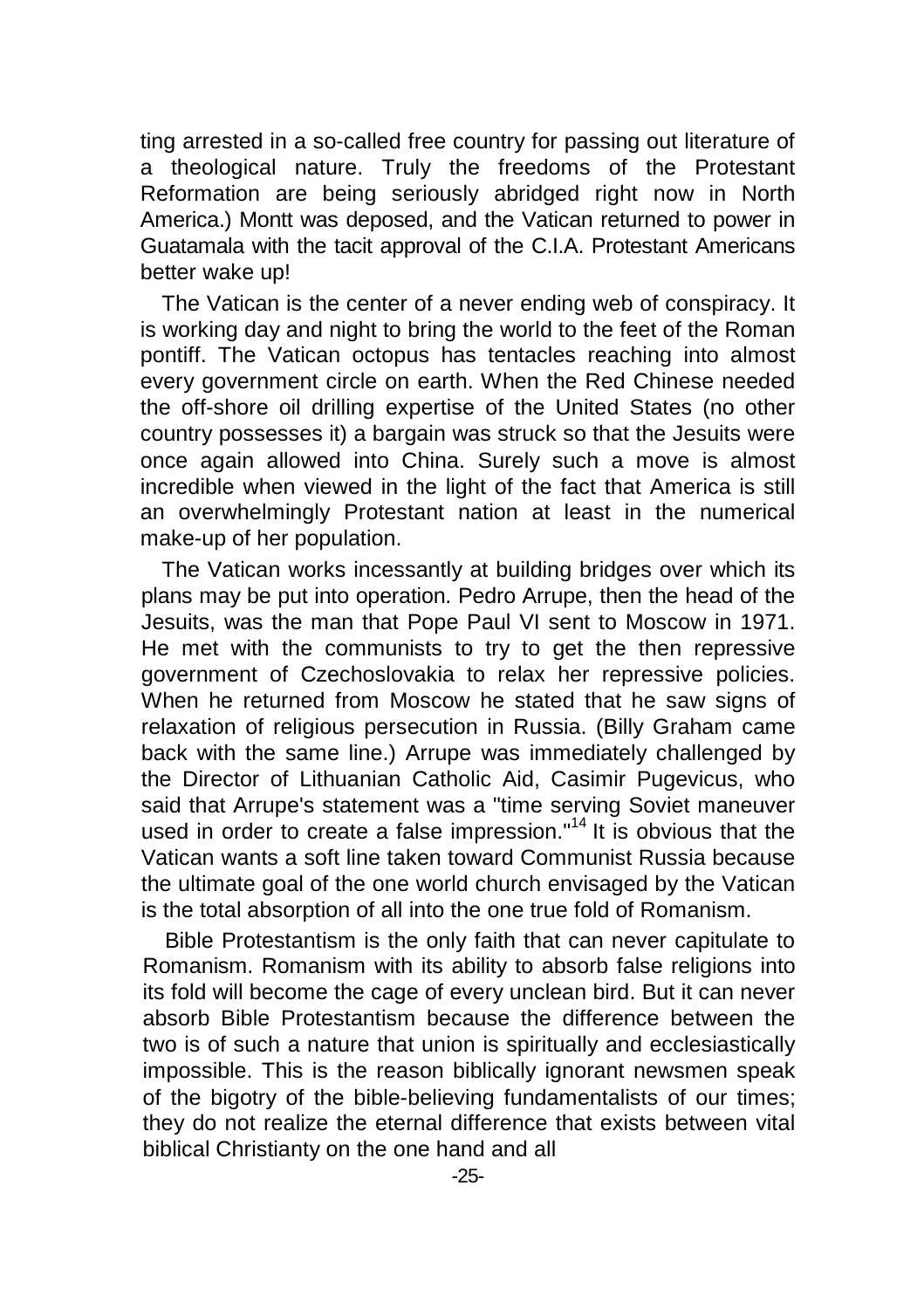ting arrested in a so-called free country for passing out literature of a theological nature. Truly the freedoms of the Protestant Reformation are being seriously abridged right now in North America.) Montt was deposed, and the Vatican returned to power in Guatamala with the tacit approval of the C.I.A. Protestant Americans better wake up!

The Vatican is the center of a never ending web of conspiracy. It is working day and night to bring the world to the feet of the Roman pontiff. The Vatican octopus has tentacles reaching into almost every government circle on earth. When the Red Chinese needed the off-shore oil drilling expertise of the United States (no other country possesses it) a bargain was struck so that the Jesuits were once again allowed into China. Surely such a move is almost incredible when viewed in the light of the fact that America is still an overwhelmingly Protestant nation at least in the numerical make-up of her population.

The Vatican works incessantly at building bridges over which its plans may be put into operation. Pedro Arrupe, then the head of the Jesuits, was the man that Pope Paul VI sent to Moscow in 1971. He met with the communists to try to get the then repressive government of Czechoslovakia to relax her repressive policies. When he returned from Moscow he stated that he saw signs of relaxation of religious persecution in Russia. (Billy Graham came back with the same line.) Arrupe was immediately challenged by the Director of Lithuanian Catholic Aid, Casimir Pugevicus, who said that Arrupe's statement was a "time serving Soviet maneuver used in order to create a false impression."[14] It is obvious that the Vatican wants a soft line taken toward Communist Russia because the ultimate goal of the one world church envisaged by the Vatican is the total absorption of all into the one true fold of Romanism.

Bible Protestantism is the only faith that can never capitulate to Romanism. Romanism with its ability to absorb false religions into its fold will become the cage of every unclean bird. But it can never absorb Bible Protestantism because the difference between the two is of such a nature that union is spiritually and ecclesiastically impossible. This is the reason biblically ignorant newsmen speak of the bigotry of the bible-believing fundamentalists of our times; they do not realize the eternal difference that exists between vital biblical Christianty on the one hand and all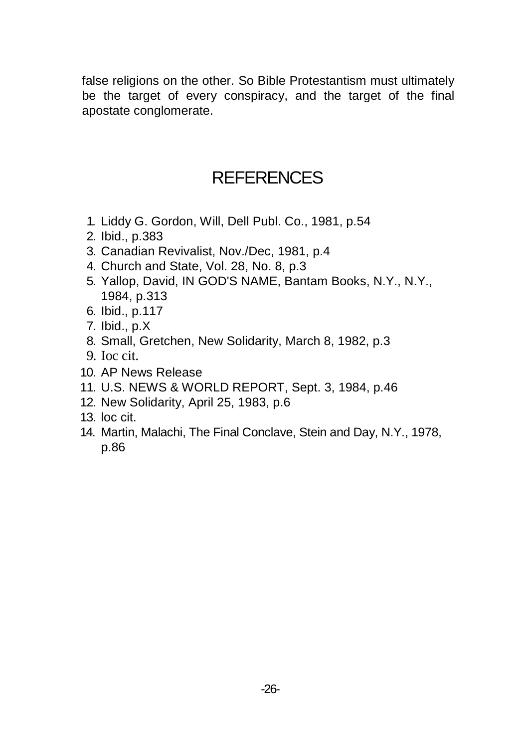false religions on the other. So Bible Protestantism must ultimately be the target of every conspiracy, and the target of the final apostate conglomerate.

## REFERENCES

1. Liddy G. Gordon, Will, Dell Publ. Co., 1981, p.54
2. Ibid., p.383
3. Canadian Revivalist, Nov./Dec, 1981, p.4
4. Church and State, Vol. 28, No. 8, p.3
5. Yallop, David, IN GOD'S NAME, Bantam Books, N.Y., N.Y., 1984, p.313
6. Ibid., p.117
7. Ibid., p.X
8. Small, Gretchen, New Solidarity, March 8, 1982, p.3
9. Ioc cit.
10. AP News Release
11. U.S. NEWS & WORLD REPORT, Sept. 3, 1984, p.46
12. New Solidarity, April 25, 1983, p.6
13. loc cit.
14. Martin, Malachi, The Final Conclave, Stein and Day, N.Y., 1978, p.86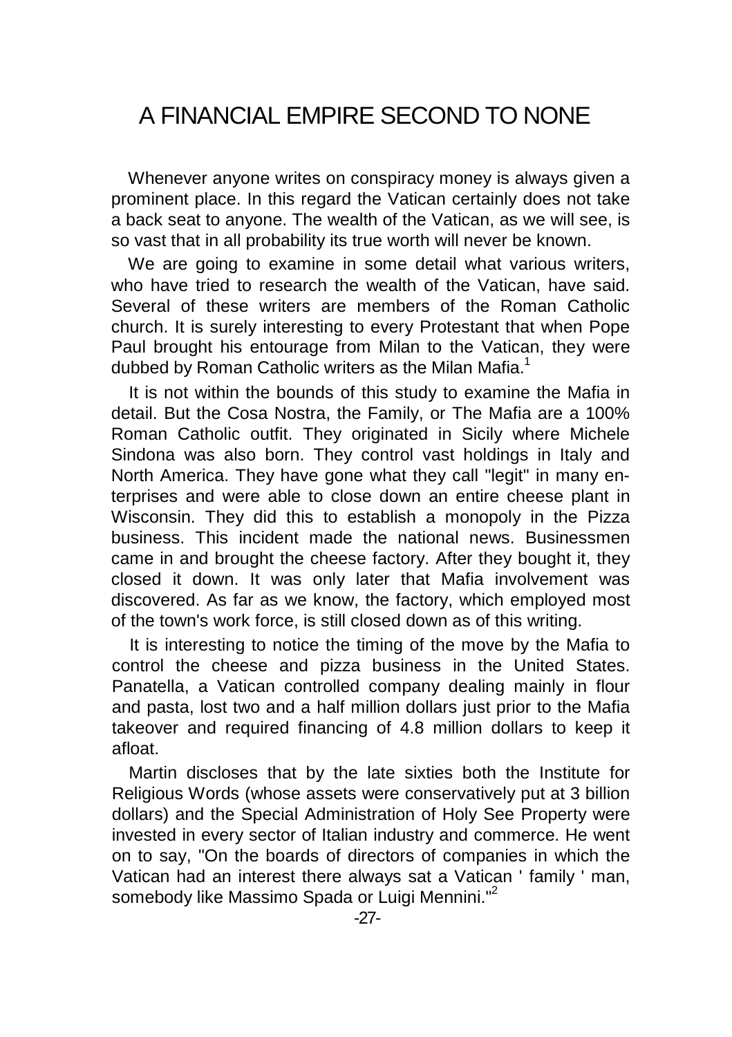# A FINANCIAL EMPIRE SECOND TO NONE

Whenever anyone writes on conspiracy money is always given a prominent place. In this regard the Vatican certainly does not take a back seat to anyone. The wealth of the Vatican, as we will see, is so vast that in all probability its true worth will never be known.

We are going to examine in some detail what various writers, who have tried to research the wealth of the Vatican, have said. Several of these writers are members of the Roman Catholic church. It is surely interesting to every Protestant that when Pope Paul brought his entourage from Milan to the Vatican, they were dubbed by Roman Catholic writers as the Milan Mafia.[1]

It is not within the bounds of this study to examine the Mafia in detail. But the Cosa Nostra, the Family, or The Mafia are a 100% Roman Catholic outfit. They originated in Sicily where Michele Sindona was also born. They control vast holdings in Italy and North America. They have gone what they call "legit" in many enterprises and were able to close down an entire cheese plant in Wisconsin. They did this to establish a monopoly in the Pizza business. This incident made the national news. Businessmen came in and brought the cheese factory. After they bought it, they closed it down. It was only later that Mafia involvement was discovered. As far as we know, the factory, which employed most of the town's work force, is still closed down as of this writing.

It is interesting to notice the timing of the move by the Mafia to control the cheese and pizza business in the United States. Panatella, a Vatican controlled company dealing mainly in flour and pasta, lost two and a half million dollars just prior to the Mafia takeover and required financing of 4.8 million dollars to keep it afloat.

Martin discloses that by the late sixties both the Institute for Religious Words (whose assets were conservatively put at 3 billion dollars) and the Special Administration of Holy See Property were invested in every sector of Italian industry and commerce. He went on to say, "On the boards of directors of companies in which the Vatican had an interest there always sat a Vatican ' family ' man, somebody like Massimo Spada or Luigi Mennini."[2]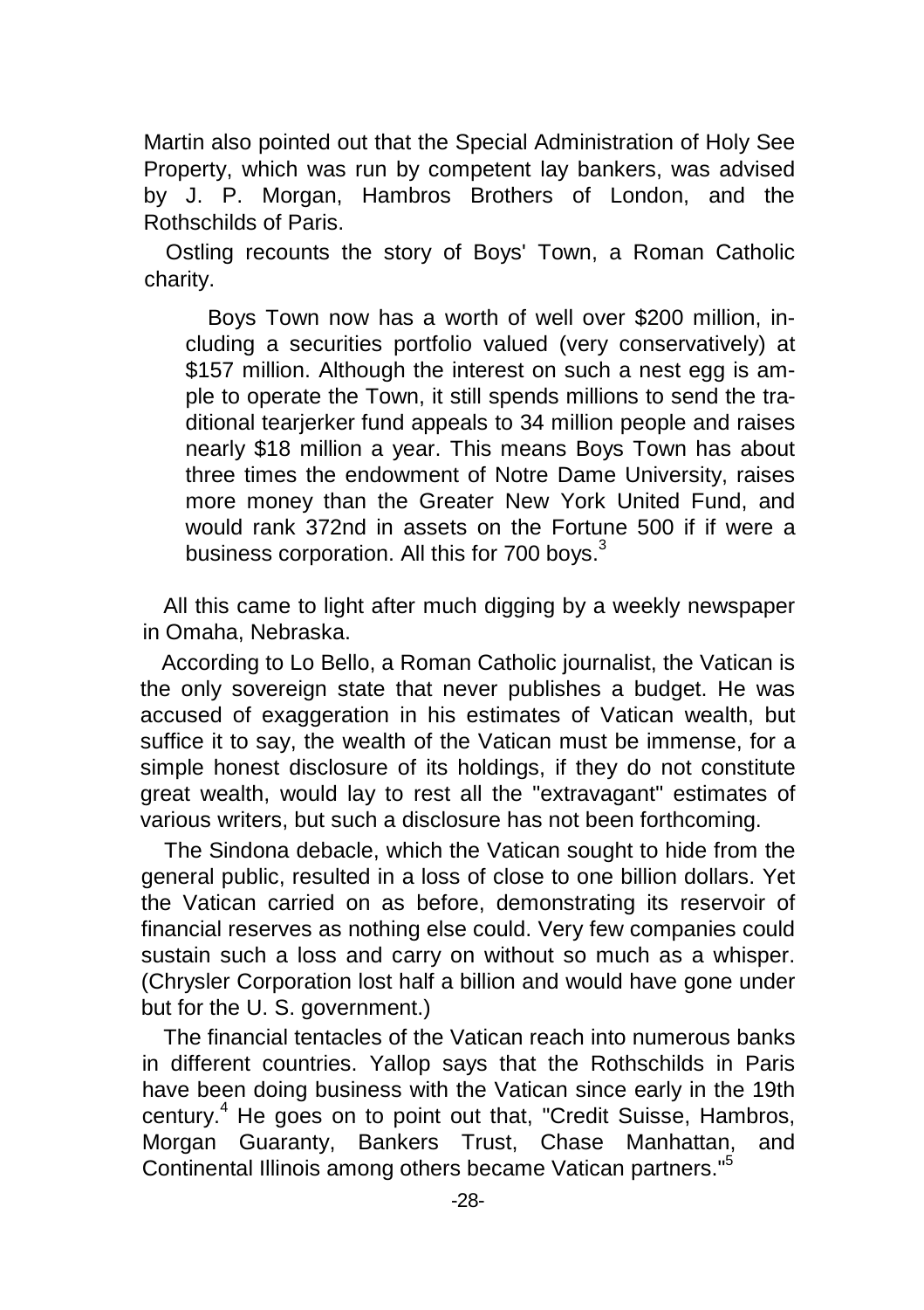Martin also pointed out that the Special Administration of Holy See Property, which was run by competent lay bankers, was advised by J. P. Morgan, Hambros Brothers of London, and the Rothschilds of Paris.

Ostling recounts the story of Boys' Town, a Roman Catholic charity.

> Boys Town now has a worth of well over $200 million, including a securities portfolio valued (very conservatively) at $157 million. Although the interest on such a nest egg is ample to operate the Town, it still spends millions to send the traditional tearjerker fund appeals to 34 million people and raises nearly $18 million a year. This means Boys Town has about three times the endowment of Notre Dame University, raises more money than the Greater New York United Fund, and would rank 372nd in assets on the Fortune 500 if if were a business corporation. All this for 700 boys.[3]

All this came to light after much digging by a weekly newspaper in Omaha, Nebraska.

According to Lo Bello, a Roman Catholic journalist, the Vatican is the only sovereign state that never publishes a budget. He was accused of exaggeration in his estimates of Vatican wealth, but suffice it to say, the wealth of the Vatican must be immense, for a simple honest disclosure of its holdings, if they do not constitute great wealth, would lay to rest all the "extravagant" estimates of various writers, but such a disclosure has not been forthcoming.

The Sindona debacle, which the Vatican sought to hide from the general public, resulted in a loss of close to one billion dollars. Yet the Vatican carried on as before, demonstrating its reservoir of financial reserves as nothing else could. Very few companies could sustain such a loss and carry on without so much as a whisper. (Chrysler Corporation lost half a billion and would have gone under but for the U. S. government.)

The financial tentacles of the Vatican reach into numerous banks in different countries. Yallop says that the Rothschilds in Paris have been doing business with the Vatican since early in the 19th century.[4] He goes on to point out that, "Credit Suisse, Hambros, Morgan Guaranty, Bankers Trust, Chase Manhattan, and Continental Illinois among others became Vatican partners."[5]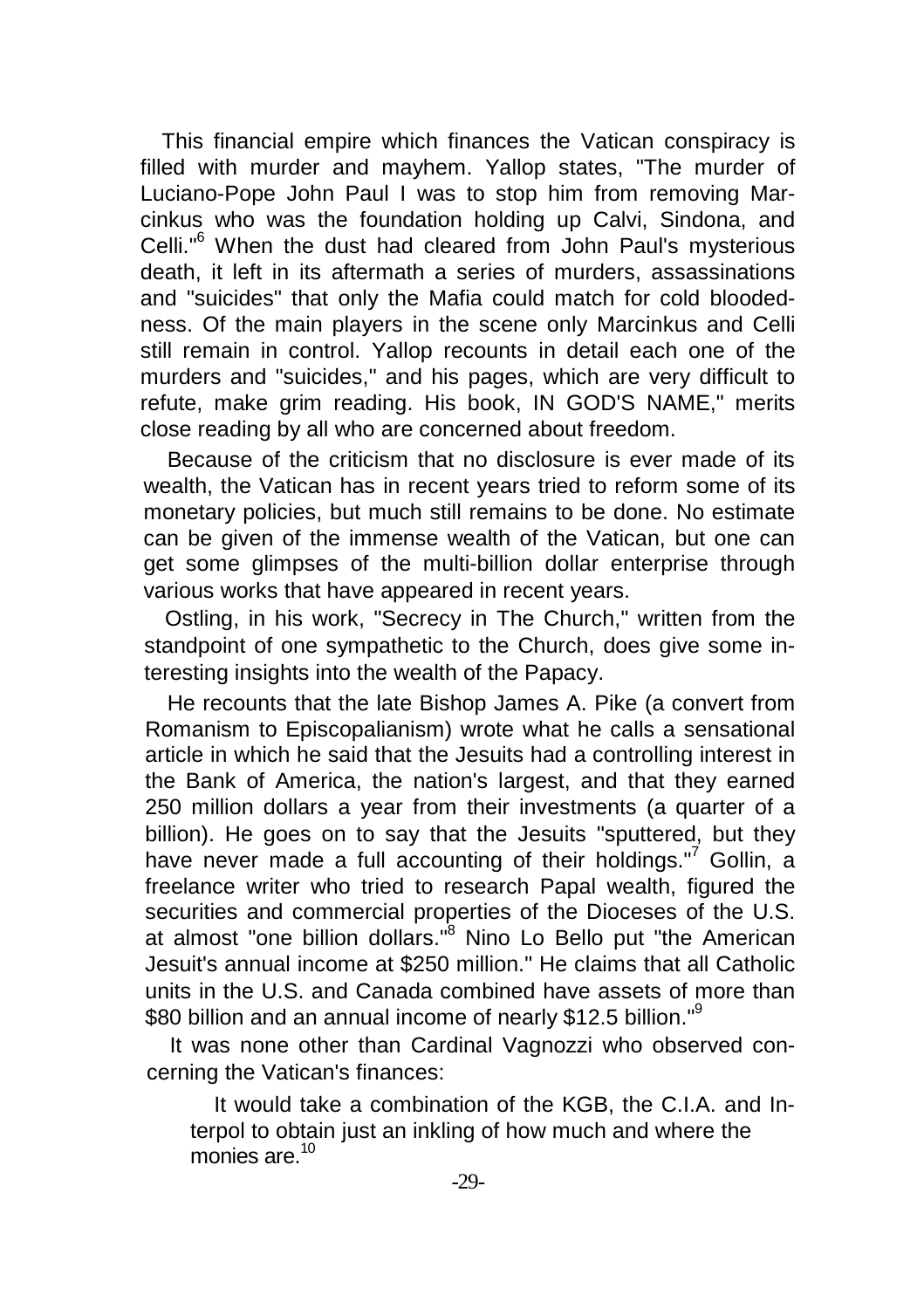This financial empire which finances the Vatican conspiracy is filled with murder and mayhem. Yallop states, "The murder of Luciano-Pope John Paul I was to stop him from removing Marcinkus who was the foundation holding up Calvi, Sindona, and Celli."[6] When the dust had cleared from John Paul's mysterious death, it left in its aftermath a series of murders, assassinations and "suicides" that only the Mafia could match for cold bloodedness. Of the main players in the scene only Marcinkus and Celli still remain in control. Yallop recounts in detail each one of the murders and "suicides," and his pages, which are very difficult to refute, make grim reading. His book, IN GOD'S NAME," merits close reading by all who are concerned about freedom.

Because of the criticism that no disclosure is ever made of its wealth, the Vatican has in recent years tried to reform some of its monetary policies, but much still remains to be done. No estimate can be given of the immense wealth of the Vatican, but one can get some glimpses of the multi-billion dollar enterprise through various works that have appeared in recent years.

Ostling, in his work, "Secrecy in The Church," written from the standpoint of one sympathetic to the Church, does give some interesting insights into the wealth of the Papacy.

He recounts that the late Bishop James A. Pike (a convert from Romanism to Episcopalianism) wrote what he calls a sensational article in which he said that the Jesuits had a controlling interest in the Bank of America, the nation's largest, and that they earned 250 million dollars a year from their investments (a quarter of a billion). He goes on to say that the Jesuits "sputtered, but they have never made a full accounting of their holdings."[7] Gollin, a freelance writer who tried to research Papal wealth, figured the securities and commercial properties of the Dioceses of the U.S. at almost "one billion dollars."[8] Nino Lo Bello put "the American Jesuit's annual income at $250 million." He claims that all Catholic units in the U.S. and Canada combined have assets of more than $80 billion and an annual income of nearly $12.5 billion."[9]

It was none other than Cardinal Vagnozzi who observed concerning the Vatican's finances:

> It would take a combination of the KGB, the C.I.A. and Interpol to obtain just an inkling of how much and where the monies are.[10]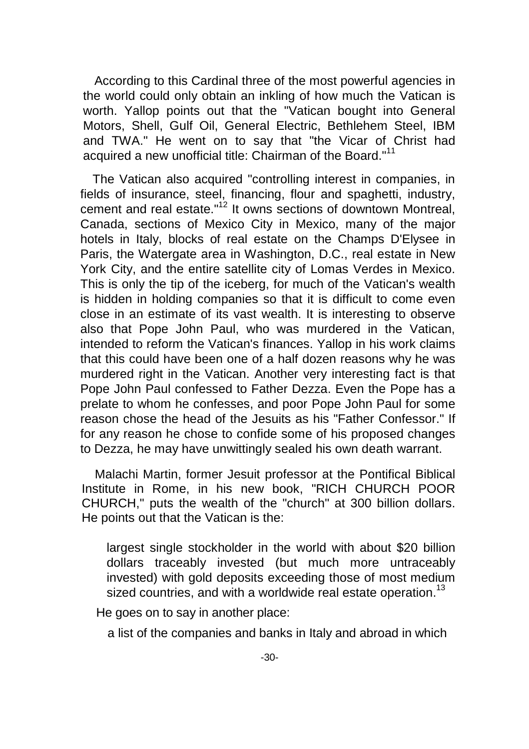According to this Cardinal three of the most powerful agencies in the world could only obtain an inkling of how much the Vatican is worth. Yallop points out that the "Vatican bought into General Motors, Shell, Gulf Oil, General Electric, Bethlehem Steel, IBM and TWA." He went on to say that "the Vicar of Christ had acquired a new unofficial title: Chairman of the Board."[11]

The Vatican also acquired "controlling interest in companies, in fields of insurance, steel, financing, flour and spaghetti, industry, cement and real estate."[12] It owns sections of downtown Montreal, Canada, sections of Mexico City in Mexico, many of the major hotels in Italy, blocks of real estate on the Champs D'Elysee in Paris, the Watergate area in Washington, D.C., real estate in New York City, and the entire satellite city of Lomas Verdes in Mexico. This is only the tip of the iceberg, for much of the Vatican's wealth is hidden in holding companies so that it is difficult to come even close in an estimate of its vast wealth. It is interesting to observe also that Pope John Paul, who was murdered in the Vatican, intended to reform the Vatican's finances. Yallop in his work claims that this could have been one of a half dozen reasons why he was murdered right in the Vatican. Another very interesting fact is that Pope John Paul confessed to Father Dezza. Even the Pope has a prelate to whom he confesses, and poor Pope John Paul for some reason chose the head of the Jesuits as his "Father Confessor." If for any reason he chose to confide some of his proposed changes to Dezza, he may have unwittingly sealed his own death warrant.

Malachi Martin, former Jesuit professor at the Pontifical Biblical Institute in Rome, in his new book, "RICH CHURCH POOR CHURCH," puts the wealth of the "church" at 300 billion dollars. He points out that the Vatican is the:

> largest single stockholder in the world with about $20 billion dollars traceably invested (but much more untraceably invested) with gold deposits exceeding those of most medium sized countries, and with a worldwide real estate operation.[13]

He goes on to say in another place:

> a list of the companies and banks in Italy and abroad in which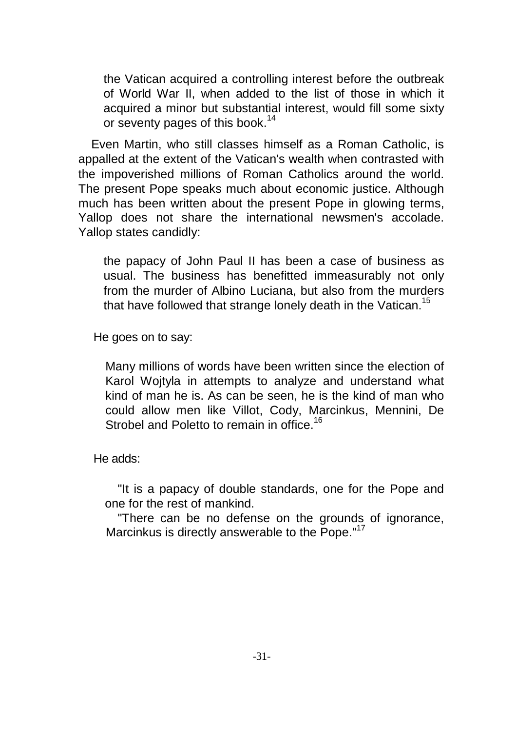> the Vatican acquired a controlling interest before the outbreak of World War II, when added to the list of those in which it acquired a minor but substantial interest, would fill some sixty or seventy pages of this book.[14]

Even Martin, who still classes himself as a Roman Catholic, is appalled at the extent of the Vatican's wealth when contrasted with the impoverished millions of Roman Catholics around the world. The present Pope speaks much about economic justice. Although much has been written about the present Pope in glowing terms, Yallop does not share the international newsmen's accolade. Yallop states candidly:

> the papacy of John Paul II has been a case of business as usual. The business has benefitted immeasurably not only from the murder of Albino Luciana, but also from the murders that have followed that strange lonely death in the Vatican.[15]

He goes on to say:

> Many millions of words have been written since the election of Karol Wojtyla in attempts to analyze and understand what kind of man he is. As can be seen, he is the kind of man who could allow men like Villot, Cody, Marcinkus, Mennini, De Strobel and Poletto to remain in office.[16]

He adds:

> "It is a papacy of double standards, one for the Pope and one for the rest of mankind.
>
> "There can be no defense on the grounds of ignorance, Marcinkus is directly answerable to the Pope."[17]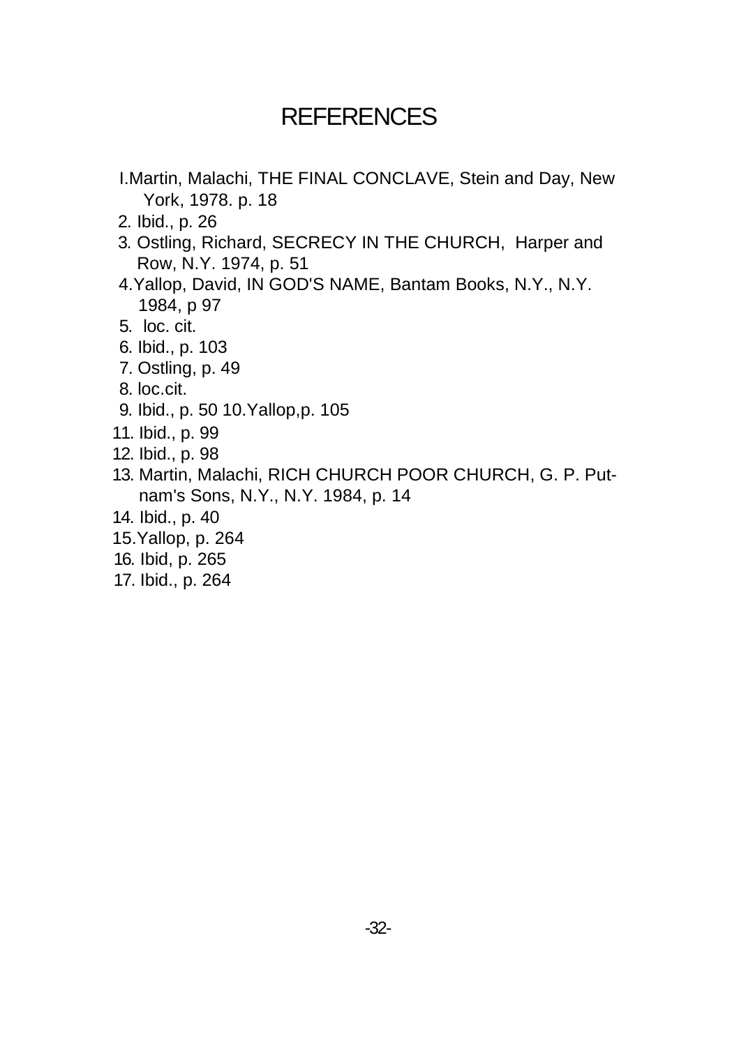# REFERENCES

I.Martin, Malachi, THE FINAL CONCLAVE, Stein and Day, New York, 1978. p. 18

2. Ibid., p. 26
3. Ostling, Richard, SECRECY IN THE CHURCH, Harper and Row, N.Y. 1974, p. 51
4. Yallop, David, IN GOD'S NAME, Bantam Books, N.Y., N.Y. 1984, p 97
5. loc. cit.
6. Ibid., p. 103
7. Ostling, p. 49
8. loc.cit.
9. Ibid., p. 50 10.Yallop,p. 105
11. Ibid., p. 99
12. Ibid., p. 98
13. Martin, Malachi, RICH CHURCH POOR CHURCH, G. P. Put-nam's Sons, N.Y., N.Y. 1984, p. 14
14. Ibid., p. 40
15. Yallop, p. 264
16. Ibid, p. 265
17. Ibid., p. 264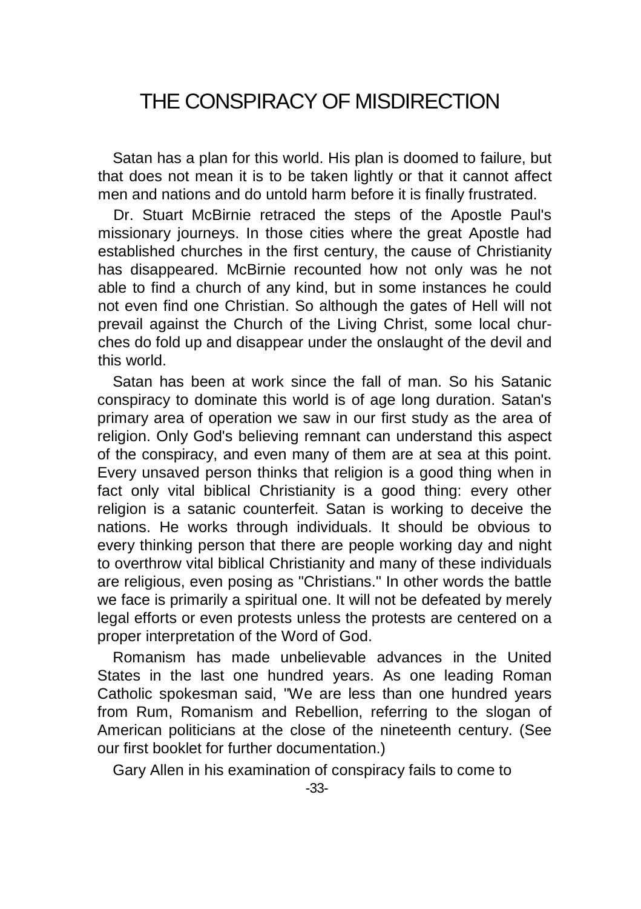# THE CONSPIRACY OF MISDIRECTION

Satan has a plan for this world. His plan is doomed to failure, but that does not mean it is to be taken lightly or that it cannot affect men and nations and do untold harm before it is finally frustrated.

Dr. Stuart McBirnie retraced the steps of the Apostle Paul's missionary journeys. In those cities where the great Apostle had established churches in the first century, the cause of Christianity has disappeared. McBirnie recounted how not only was he not able to find a church of any kind, but in some instances he could not even find one Christian. So although the gates of Hell will not prevail against the Church of the Living Christ, some local churches do fold up and disappear under the onslaught of the devil and this world.

Satan has been at work since the fall of man. So his Satanic conspiracy to dominate this world is of age long duration. Satan's primary area of operation we saw in our first study as the area of religion. Only God's believing remnant can understand this aspect of the conspiracy, and even many of them are at sea at this point. Every unsaved person thinks that religion is a good thing when in fact only vital biblical Christianity is a good thing: every other religion is a satanic counterfeit. Satan is working to deceive the nations. He works through individuals. It should be obvious to every thinking person that there are people working day and night to overthrow vital biblical Christianity and many of these individuals are religious, even posing as "Christians." In other words the battle we face is primarily a spiritual one. It will not be defeated by merely legal efforts or even protests unless the protests are centered on a proper interpretation of the Word of God.

Romanism has made unbelievable advances in the United States in the last one hundred years. As one leading Roman Catholic spokesman said, "We are less than one hundred years from Rum, Romanism and Rebellion, referring to the slogan of American politicians at the close of the nineteenth century. (See our first booklet for further documentation.)

Gary Allen in his examination of conspiracy fails to come to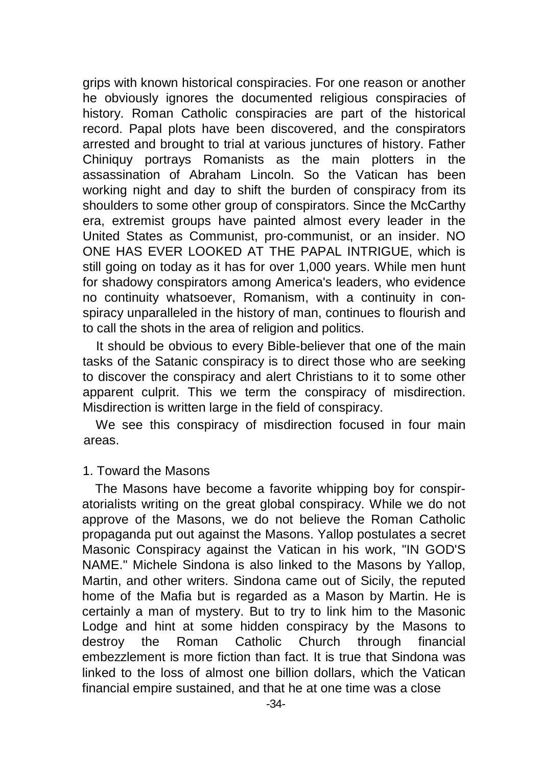grips with known historical conspiracies. For one reason or another he obviously ignores the documented religious conspiracies of history. Roman Catholic conspiracies are part of the historical record. Papal plots have been discovered, and the conspirators arrested and brought to trial at various junctures of history. Father Chiniquy portrays Romanists as the main plotters in the assassination of Abraham Lincoln. So the Vatican has been working night and day to shift the burden of conspiracy from its shoulders to some other group of conspirators. Since the McCarthy era, extremist groups have painted almost every leader in the United States as Communist, pro-communist, or an insider. NO ONE HAS EVER LOOKED AT THE PAPAL INTRIGUE, which is still going on today as it has for over 1,000 years. While men hunt for shadowy conspirators among America's leaders, who evidence no continuity whatsoever, Romanism, with a continuity in conspiracy unparalleled in the history of man, continues to flourish and to call the shots in the area of religion and politics.

It should be obvious to every Bible-believer that one of the main tasks of the Satanic conspiracy is to direct those who are seeking to discover the conspiracy and alert Christians to it to some other apparent culprit. This we term the conspiracy of misdirection. Misdirection is written large in the field of conspiracy.

We see this conspiracy of misdirection focused in four main areas.

1. Toward the Masons

The Masons have become a favorite whipping boy for conspiratorialists writing on the great global conspiracy. While we do not approve of the Masons, we do not believe the Roman Catholic propaganda put out against the Masons. Yallop postulates a secret Masonic Conspiracy against the Vatican in his work, "IN GOD'S NAME." Michele Sindona is also linked to the Masons by Yallop, Martin, and other writers. Sindona came out of Sicily, the reputed home of the Mafia but is regarded as a Mason by Martin. He is certainly a man of mystery. But to try to link him to the Masonic Lodge and hint at some hidden conspiracy by the Masons to destroy the Roman Catholic Church through financial embezzlement is more fiction than fact. It is true that Sindona was linked to the loss of almost one billion dollars, which the Vatican financial empire sustained, and that he at one time was a close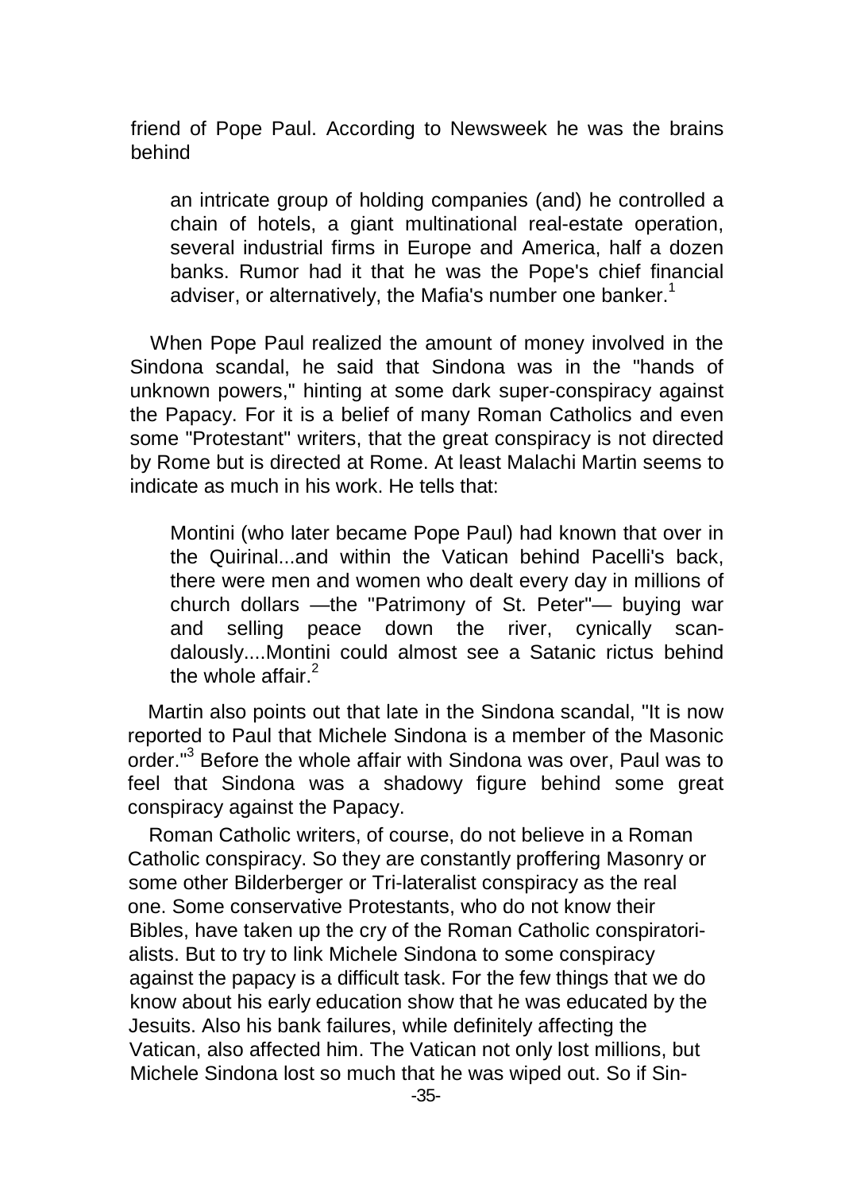friend of Pope Paul. According to Newsweek he was the brains behind

> an intricate group of holding companies (and) he controlled a chain of hotels, a giant multinational real-estate operation, several industrial firms in Europe and America, half a dozen banks. Rumor had it that he was the Pope's chief financial adviser, or alternatively, the Mafia's number one banker.[1]

When Pope Paul realized the amount of money involved in the Sindona scandal, he said that Sindona was in the "hands of unknown powers," hinting at some dark super-conspiracy against the Papacy. For it is a belief of many Roman Catholics and even some "Protestant" writers, that the great conspiracy is not directed by Rome but is directed at Rome. At least Malachi Martin seems to indicate as much in his work. He tells that:

> Montini (who later became Pope Paul) had known that over in the Quirinal...and within the Vatican behind Pacelli's back, there were men and women who dealt every day in millions of church dollars —the "Patrimony of St. Peter"— buying war and selling peace down the river, cynically scandalously....Montini could almost see a Satanic rictus behind the whole affair.[2]

Martin also points out that late in the Sindona scandal, "It is now reported to Paul that Michele Sindona is a member of the Masonic order."[3] Before the whole affair with Sindona was over, Paul was to feel that Sindona was a shadowy figure behind some great conspiracy against the Papacy.

Roman Catholic writers, of course, do not believe in a Roman Catholic conspiracy. So they are constantly proffering Masonry or some other Bilderberger or Tri-lateralist conspiracy as the real one. Some conservative Protestants, who do not know their Bibles, have taken up the cry of the Roman Catholic conspiratorialists. But to try to link Michele Sindona to some conspiracy against the papacy is a difficult task. For the few things that we do know about his early education show that he was educated by the Jesuits. Also his bank failures, while definitely affecting the Vatican, also affected him. The Vatican not only lost millions, but Michele Sindona lost so much that he was wiped out. So if Sin-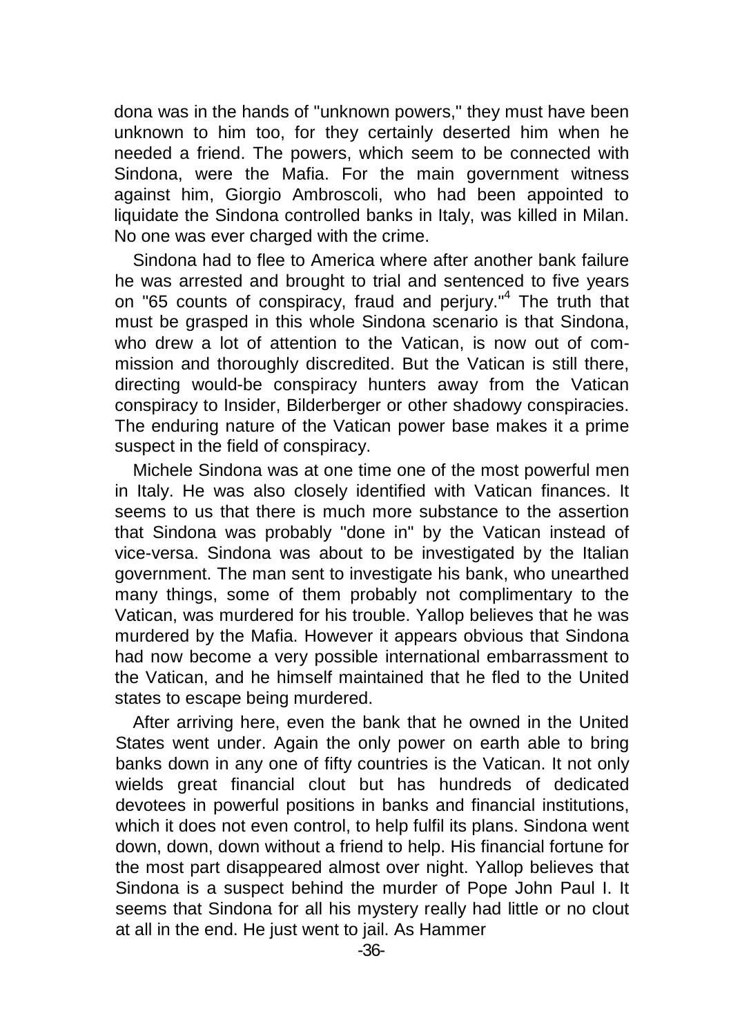dona was in the hands of "unknown powers," they must have been unknown to him too, for they certainly deserted him when he needed a friend. The powers, which seem to be connected with Sindona, were the Mafia. For the main government witness against him, Giorgio Ambroscoli, who had been appointed to liquidate the Sindona controlled banks in Italy, was killed in Milan. No one was ever charged with the crime.

Sindona had to flee to America where after another bank failure he was arrested and brought to trial and sentenced to five years on "65 counts of conspiracy, fraud and perjury."[4] The truth that must be grasped in this whole Sindona scenario is that Sindona, who drew a lot of attention to the Vatican, is now out of commission and thoroughly discredited. But the Vatican is still there, directing would-be conspiracy hunters away from the Vatican conspiracy to Insider, Bilderberger or other shadowy conspiracies. The enduring nature of the Vatican power base makes it a prime suspect in the field of conspiracy.

Michele Sindona was at one time one of the most powerful men in Italy. He was also closely identified with Vatican finances. It seems to us that there is much more substance to the assertion that Sindona was probably "done in" by the Vatican instead of vice-versa. Sindona was about to be investigated by the Italian government. The man sent to investigate his bank, who unearthed many things, some of them probably not complimentary to the Vatican, was murdered for his trouble. Yallop believes that he was murdered by the Mafia. However it appears obvious that Sindona had now become a very possible international embarrassment to the Vatican, and he himself maintained that he fled to the United states to escape being murdered.

After arriving here, even the bank that he owned in the United States went under. Again the only power on earth able to bring banks down in any one of fifty countries is the Vatican. It not only wields great financial clout but has hundreds of dedicated devotees in powerful positions in banks and financial institutions, which it does not even control, to help fulfil its plans. Sindona went down, down, down without a friend to help. His financial fortune for the most part disappeared almost over night. Yallop believes that Sindona is a suspect behind the murder of Pope John Paul I. It seems that Sindona for all his mystery really had little or no clout at all in the end. He just went to jail. As Hammer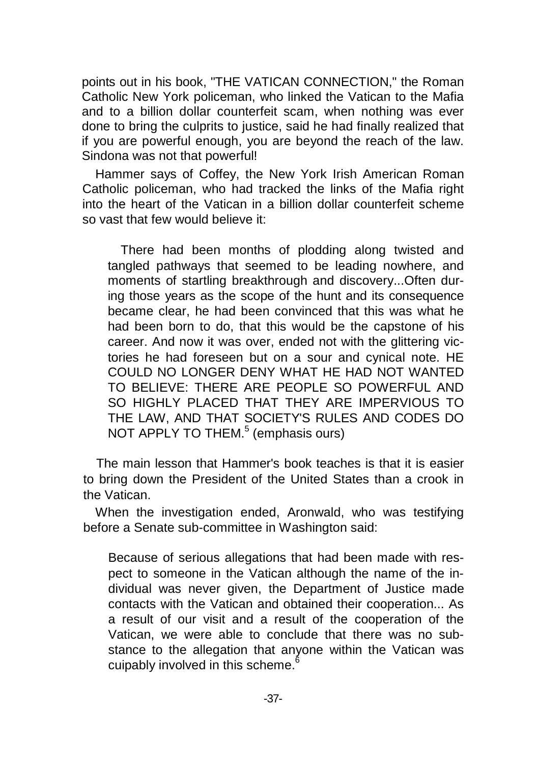points out in his book, "THE VATICAN CONNECTION," the Roman Catholic New York policeman, who linked the Vatican to the Mafia and to a billion dollar counterfeit scam, when nothing was ever done to bring the culprits to justice, said he had finally realized that if you are powerful enough, you are beyond the reach of the law. Sindona was not that powerful!

Hammer says of Coffey, the New York Irish American Roman Catholic policeman, who had tracked the links of the Mafia right into the heart of the Vatican in a billion dollar counterfeit scheme so vast that few would believe it:

> There had been months of plodding along twisted and tangled pathways that seemed to be leading nowhere, and moments of startling breakthrough and discovery...Often during those years as the scope of the hunt and its consequence became clear, he had been convinced that this was what he had been born to do, that this would be the capstone of his career. And now it was over, ended not with the glittering victories he had foreseen but on a sour and cynical note. HE COULD NO LONGER DENY WHAT HE HAD NOT WANTED TO BELIEVE: THERE ARE PEOPLE SO POWERFUL AND SO HIGHLY PLACED THAT THEY ARE IMPERVIOUS TO THE LAW, AND THAT SOCIETY'S RULES AND CODES DO NOT APPLY TO THEM.[5] (emphasis ours)

The main lesson that Hammer's book teaches is that it is easier to bring down the President of the United States than a crook in the Vatican.

When the investigation ended, Aronwald, who was testifying before a Senate sub-committee in Washington said:

> Because of serious allegations that had been made with respect to someone in the Vatican although the name of the individual was never given, the Department of Justice made contacts with the Vatican and obtained their cooperation... As a result of our visit and a result of the cooperation of the Vatican, we were able to conclude that there was no substance to the allegation that anyone within the Vatican was cuipably involved in this scheme.[6]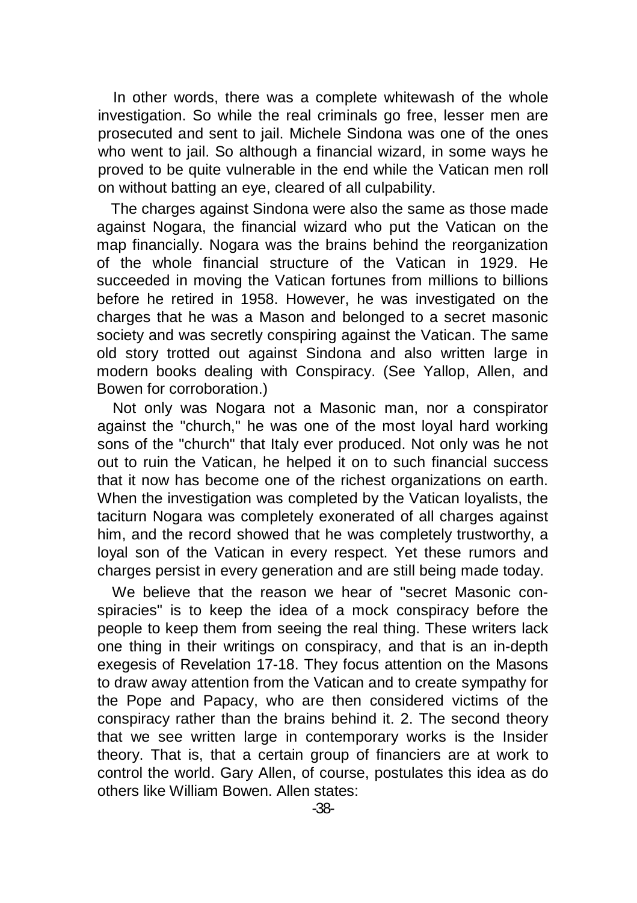In other words, there was a complete whitewash of the whole investigation. So while the real criminals go free, lesser men are prosecuted and sent to jail. Michele Sindona was one of the ones who went to jail. So although a financial wizard, in some ways he proved to be quite vulnerable in the end while the Vatican men roll on without batting an eye, cleared of all culpability.

The charges against Sindona were also the same as those made against Nogara, the financial wizard who put the Vatican on the map financially. Nogara was the brains behind the reorganization of the whole financial structure of the Vatican in 1929. He succeeded in moving the Vatican fortunes from millions to billions before he retired in 1958. However, he was investigated on the charges that he was a Mason and belonged to a secret masonic society and was secretly conspiring against the Vatican. The same old story trotted out against Sindona and also written large in modern books dealing with Conspiracy. (See Yallop, Allen, and Bowen for corroboration.)

Not only was Nogara not a Masonic man, nor a conspirator against the "church," he was one of the most loyal hard working sons of the "church" that Italy ever produced. Not only was he not out to ruin the Vatican, he helped it on to such financial success that it now has become one of the richest organizations on earth. When the investigation was completed by the Vatican loyalists, the taciturn Nogara was completely exonerated of all charges against him, and the record showed that he was completely trustworthy, a loyal son of the Vatican in every respect. Yet these rumors and charges persist in every generation and are still being made today.

We believe that the reason we hear of "secret Masonic conspiracies" is to keep the idea of a mock conspiracy before the people to keep them from seeing the real thing. These writers lack one thing in their writings on conspiracy, and that is an in-depth exegesis of Revelation 17-18. They focus attention on the Masons to draw away attention from the Vatican and to create sympathy for the Pope and Papacy, who are then considered victims of the conspiracy rather than the brains behind it. 2. The second theory that we see written large in contemporary works is the Insider theory. That is, that a certain group of financiers are at work to control the world. Gary Allen, of course, postulates this idea as do others like William Bowen. Allen states: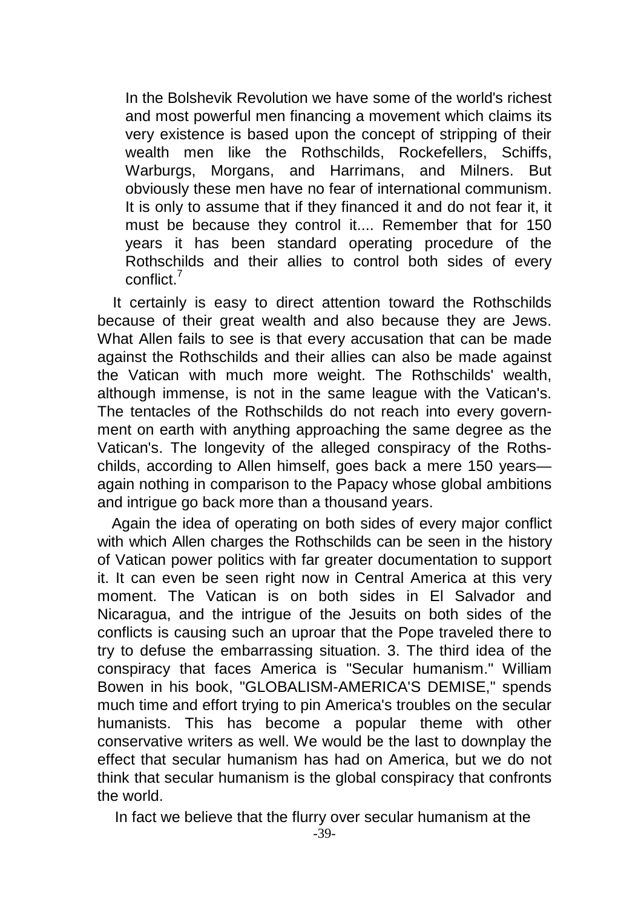> In the Bolshevik Revolution we have some of the world's richest and most powerful men financing a movement which claims its very existence is based upon the concept of stripping of their wealth men like the Rothschilds, Rockefellers, Schiffs, Warburgs, Morgans, and Harrimans, and Milners. But obviously these men have no fear of international communism. It is only to assume that if they financed it and do not fear it, it must be because they control it.... Remember that for 150 years it has been standard operating procedure of the Rothschilds and their allies to control both sides of every conflict.[7]

It certainly is easy to direct attention toward the Rothschilds because of their great wealth and also because they are Jews. What Allen fails to see is that every accusation that can be made against the Rothschilds and their allies can also be made against the Vatican with much more weight. The Rothschilds' wealth, although immense, is not in the same league with the Vatican's. The tentacles of the Rothschilds do not reach into every government on earth with anything approaching the same degree as the Vatican's. The longevity of the alleged conspiracy of the Rothschilds, according to Allen himself, goes back a mere 150 years—again nothing in comparison to the Papacy whose global ambitions and intrigue go back more than a thousand years.

Again the idea of operating on both sides of every major conflict with which Allen charges the Rothschilds can be seen in the history of Vatican power politics with far greater documentation to support it. It can even be seen right now in Central America at this very moment. The Vatican is on both sides in El Salvador and Nicaragua, and the intrigue of the Jesuits on both sides of the conflicts is causing such an uproar that the Pope traveled there to try to defuse the embarrassing situation. 3. The third idea of the conspiracy that faces America is "Secular humanism." William Bowen in his book, "GLOBALISM-AMERICA'S DEMISE," spends much time and effort trying to pin America's troubles on the secular humanists. This has become a popular theme with other conservative writers as well. We would be the last to downplay the effect that secular humanism has had on America, but we do not think that secular humanism is the global conspiracy that confronts the world.

In fact we believe that the flurry over secular humanism at the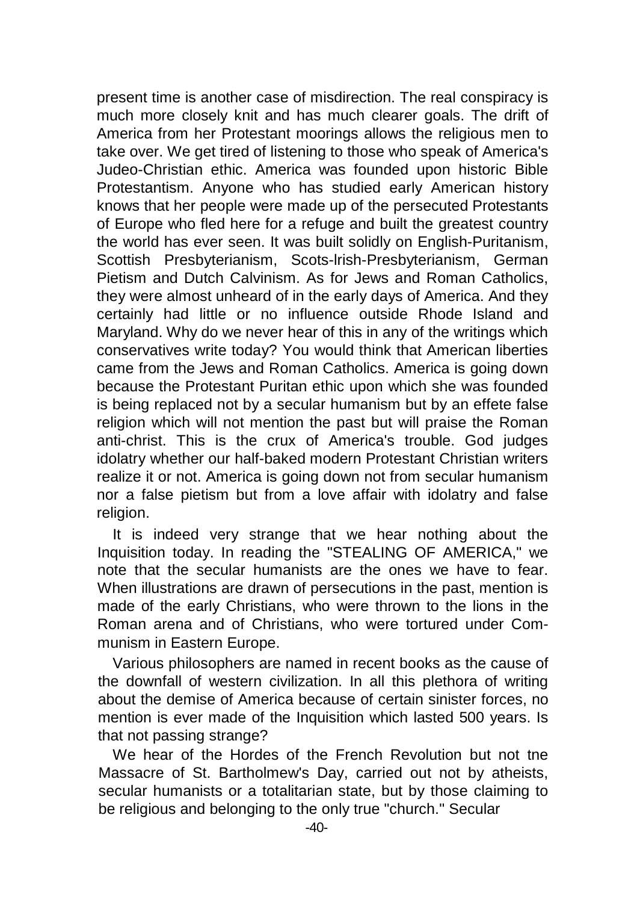present time is another case of misdirection. The real conspiracy is much more closely knit and has much clearer goals. The drift of America from her Protestant moorings allows the religious men to take over. We get tired of listening to those who speak of America's Judeo-Christian ethic. America was founded upon historic Bible Protestantism. Anyone who has studied early American history knows that her people were made up of the persecuted Protestants of Europe who fled here for a refuge and built the greatest country the world has ever seen. It was built solidly on English-Puritanism, Scottish Presbyterianism, Scots-lrish-Presbyterianism, German Pietism and Dutch Calvinism. As for Jews and Roman Catholics, they were almost unheard of in the early days of America. And they certainly had little or no influence outside Rhode Island and Maryland. Why do we never hear of this in any of the writings which conservatives write today? You would think that American liberties came from the Jews and Roman Catholics. America is going down because the Protestant Puritan ethic upon which she was founded is being replaced not by a secular humanism but by an effete false religion which will not mention the past but will praise the Roman anti-christ. This is the crux of America's trouble. God judges idolatry whether our half-baked modern Protestant Christian writers realize it or not. America is going down not from secular humanism nor a false pietism but from a love affair with idolatry and false religion.

It is indeed very strange that we hear nothing about the Inquisition today. In reading the "STEALING OF AMERICA," we note that the secular humanists are the ones we have to fear. When illustrations are drawn of persecutions in the past, mention is made of the early Christians, who were thrown to the lions in the Roman arena and of Christians, who were tortured under Communism in Eastern Europe.

Various philosophers are named in recent books as the cause of the downfall of western civilization. In all this plethora of writing about the demise of America because of certain sinister forces, no mention is ever made of the Inquisition which lasted 500 years. Is that not passing strange?

We hear of the Hordes of the French Revolution but not tne Massacre of St. Bartholmew's Day, carried out not by atheists, secular humanists or a totalitarian state, but by those claiming to be religious and belonging to the only true "church." Secular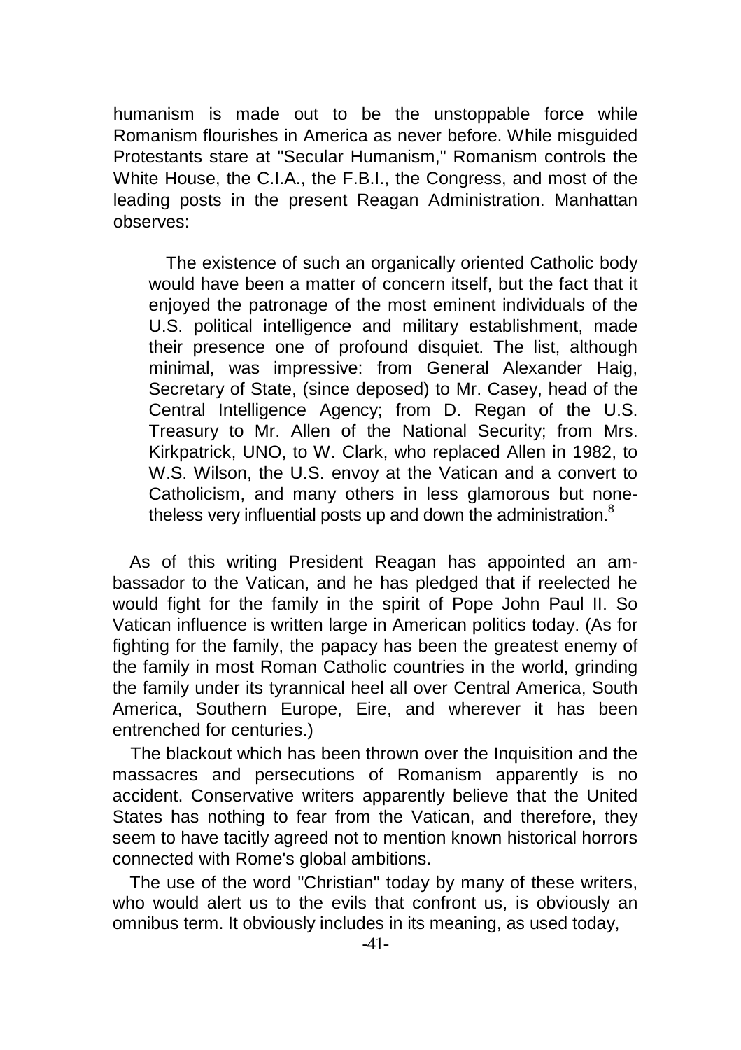humanism is made out to be the unstoppable force while Romanism flourishes in America as never before. While misguided Protestants stare at "Secular Humanism," Romanism controls the White House, the C.I.A., the F.B.I., the Congress, and most of the leading posts in the present Reagan Administration. Manhattan observes:

> The existence of such an organically oriented Catholic body would have been a matter of concern itself, but the fact that it enjoyed the patronage of the most eminent individuals of the U.S. political intelligence and military establishment, made their presence one of profound disquiet. The list, although minimal, was impressive: from General Alexander Haig, Secretary of State, (since deposed) to Mr. Casey, head of the Central Intelligence Agency; from D. Regan of the U.S. Treasury to Mr. Allen of the National Security; from Mrs. Kirkpatrick, UNO, to W. Clark, who replaced Allen in 1982, to W.S. Wilson, the U.S. envoy at the Vatican and a convert to Catholicism, and many others in less glamorous but nonetheless very influential posts up and down the administration.[8]

As of this writing President Reagan has appointed an ambassador to the Vatican, and he has pledged that if reelected he would fight for the family in the spirit of Pope John Paul II. So Vatican influence is written large in American politics today. (As for fighting for the family, the papacy has been the greatest enemy of the family in most Roman Catholic countries in the world, grinding the family under its tyrannical heel all over Central America, South America, Southern Europe, Eire, and wherever it has been entrenched for centuries.)

The blackout which has been thrown over the Inquisition and the massacres and persecutions of Romanism apparently is no accident. Conservative writers apparently believe that the United States has nothing to fear from the Vatican, and therefore, they seem to have tacitly agreed not to mention known historical horrors connected with Rome's global ambitions.

The use of the word "Christian" today by many of these writers, who would alert us to the evils that confront us, is obviously an omnibus term. It obviously includes in its meaning, as used today,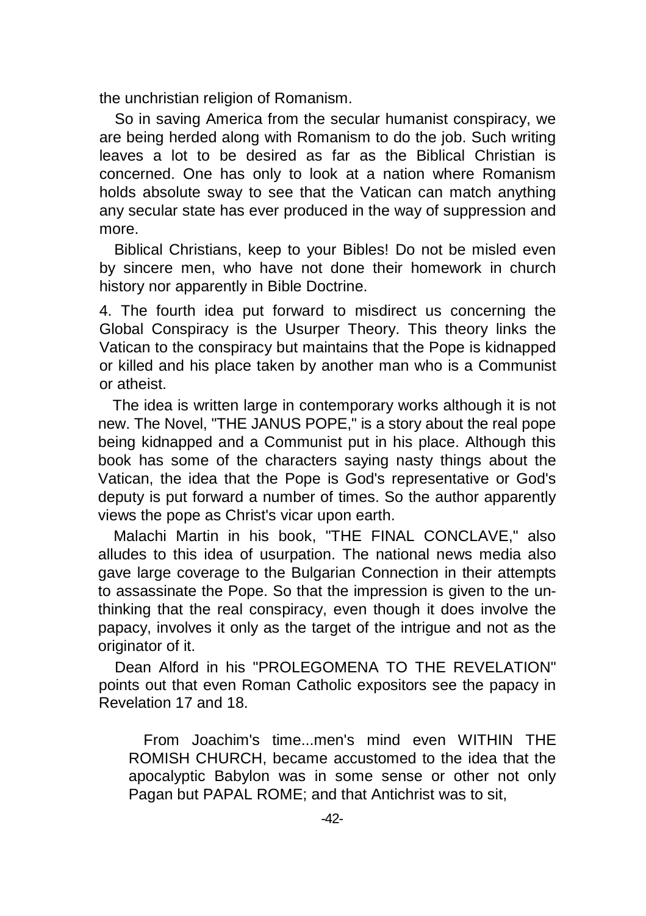the unchristian religion of Romanism.

So in saving America from the secular humanist conspiracy, we are being herded along with Romanism to do the job. Such writing leaves a lot to be desired as far as the Biblical Christian is concerned. One has only to look at a nation where Romanism holds absolute sway to see that the Vatican can match anything any secular state has ever produced in the way of suppression and more.

Biblical Christians, keep to your Bibles! Do not be misled even by sincere men, who have not done their homework in church history nor apparently in Bible Doctrine.

4. The fourth idea put forward to misdirect us concerning the Global Conspiracy is the Usurper Theory. This theory links the Vatican to the conspiracy but maintains that the Pope is kidnapped or killed and his place taken by another man who is a Communist or atheist.

The idea is written large in contemporary works although it is not new. The Novel, "THE JANUS POPE," is a story about the real pope being kidnapped and a Communist put in his place. Although this book has some of the characters saying nasty things about the Vatican, the idea that the Pope is God's representative or God's deputy is put forward a number of times. So the author apparently views the pope as Christ's vicar upon earth.

Malachi Martin in his book, "THE FINAL CONCLAVE," also alludes to this idea of usurpation. The national news media also gave large coverage to the Bulgarian Connection in their attempts to assassinate the Pope. So that the impression is given to the unthinking that the real conspiracy, even though it does involve the papacy, involves it only as the target of the intrigue and not as the originator of it.

Dean Alford in his "PROLEGOMENA TO THE REVELATION" points out that even Roman Catholic expositors see the papacy in Revelation 17 and 18.

> From Joachim's time...men's mind even WITHIN THE ROMISH CHURCH, became accustomed to the idea that the apocalyptic Babylon was in some sense or other not only Pagan but PAPAL ROME; and that Antichrist was to sit,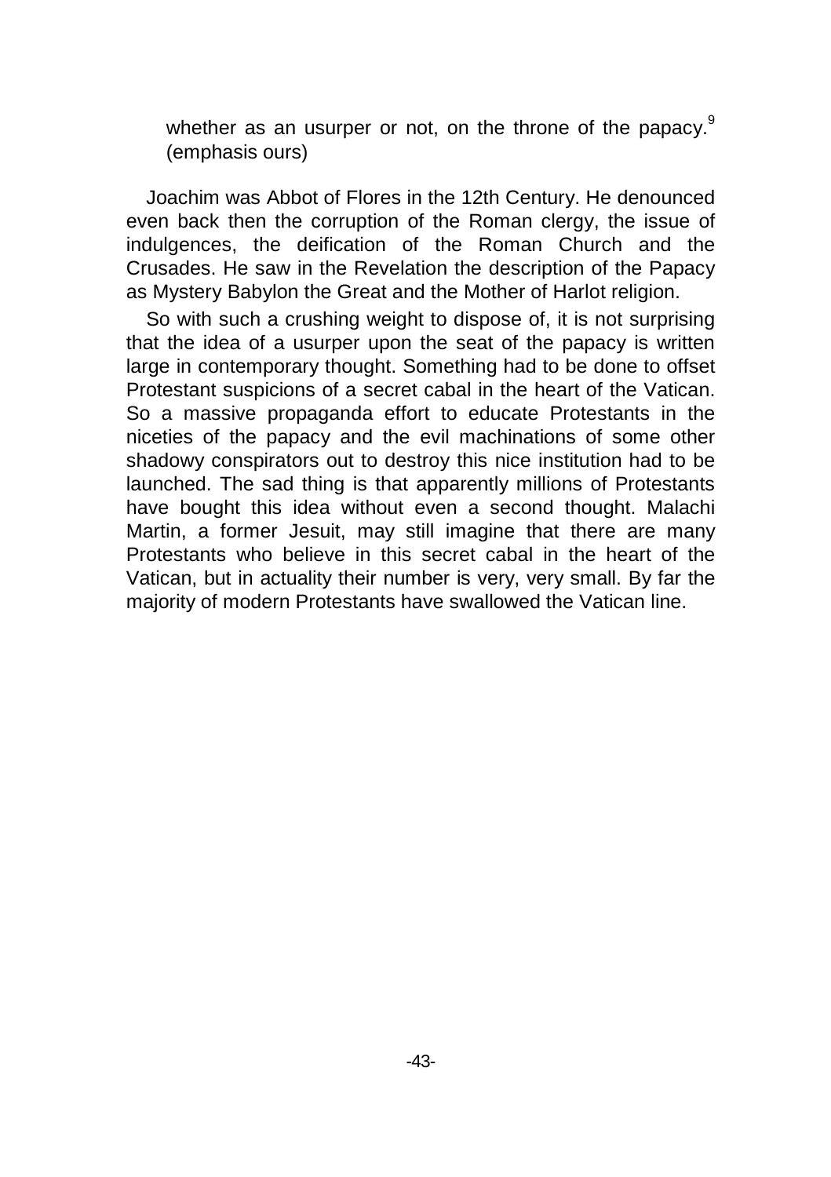> whether as an usurper or not, on the throne of the papacy.[9] (emphasis ours)

Joachim was Abbot of Flores in the 12th Century. He denounced even back then the corruption of the Roman clergy, the issue of indulgences, the deification of the Roman Church and the Crusades. He saw in the Revelation the description of the Papacy as Mystery Babylon the Great and the Mother of Harlot religion.

So with such a crushing weight to dispose of, it is not surprising that the idea of a usurper upon the seat of the papacy is written large in contemporary thought. Something had to be done to offset Protestant suspicions of a secret cabal in the heart of the Vatican. So a massive propaganda effort to educate Protestants in the niceties of the papacy and the evil machinations of some other shadowy conspirators out to destroy this nice institution had to be launched. The sad thing is that apparently millions of Protestants have bought this idea without even a second thought. Malachi Martin, a former Jesuit, may still imagine that there are many Protestants who believe in this secret cabal in the heart of the Vatican, but in actuality their number is very, very small. By far the majority of modern Protestants have swallowed the Vatican line.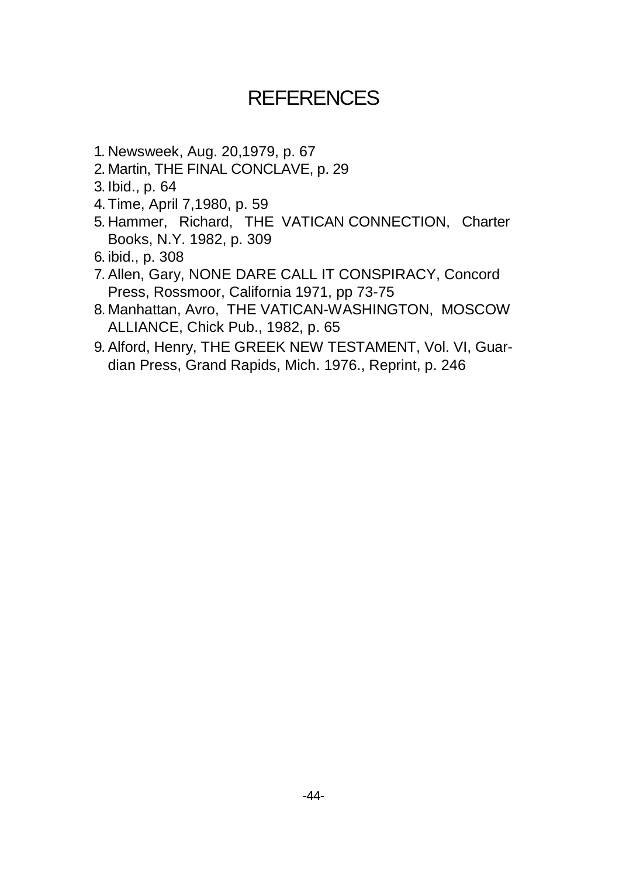# REFERENCES

1. Newsweek, Aug. 20,1979, p. 67
2. Martin, THE FINAL CONCLAVE, p. 29
3. Ibid., p. 64
4. Time, April 7,1980, p. 59
5. Hammer, Richard, THE VATICAN CONNECTION, Charter Books, N.Y. 1982, p. 309
6. ibid., p. 308
7. Allen, Gary, NONE DARE CALL IT CONSPIRACY, Concord Press, Rossmoor, California 1971, pp 73-75
8. Manhattan, Avro, THE VATICAN-WASHINGTON, MOSCOW ALLIANCE, Chick Pub., 1982, p. 65
9. Alford, Henry, THE GREEK NEW TESTAMENT, Vol. VI, Guardian Press, Grand Rapids, Mich. 1976., Reprint, p. 246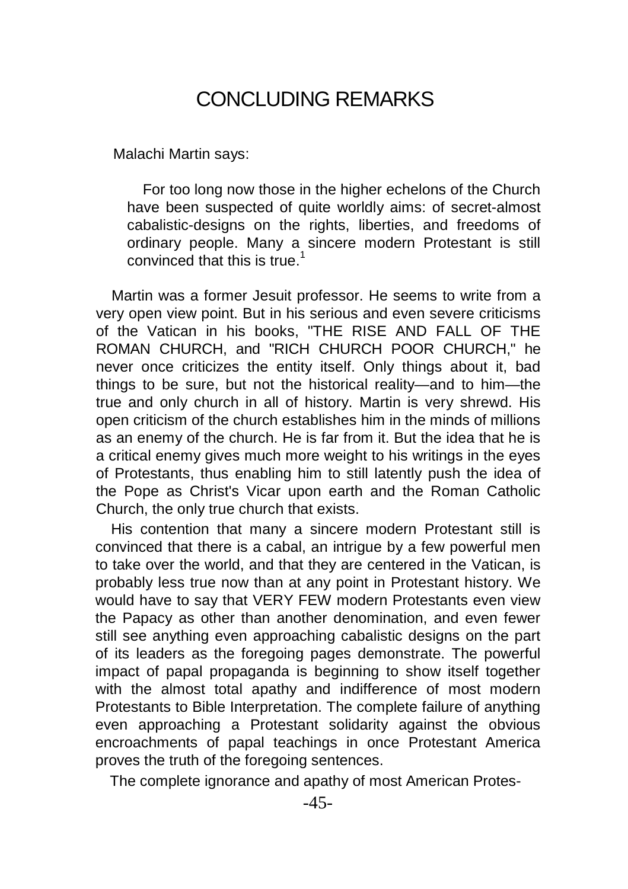# CONCLUDING REMARKS

Malachi Martin says:

> For too long now those in the higher echelons of the Church have been suspected of quite worldly aims: of secret-almost cabalistic-designs on the rights, liberties, and freedoms of ordinary people. Many a sincere modern Protestant is still convinced that this is true.[1]

Martin was a former Jesuit professor. He seems to write from a very open view point. But in his serious and even severe criticisms of the Vatican in his books, "THE RISE AND FALL OF THE ROMAN CHURCH, and "RICH CHURCH POOR CHURCH," he never once criticizes the entity itself. Only things about it, bad things to be sure, but not the historical reality—and to him—the true and only church in all of history. Martin is very shrewd. His open criticism of the church establishes him in the minds of millions as an enemy of the church. He is far from it. But the idea that he is a critical enemy gives much more weight to his writings in the eyes of Protestants, thus enabling him to still latently push the idea of the Pope as Christ's Vicar upon earth and the Roman Catholic Church, the only true church that exists.

His contention that many a sincere modern Protestant still is convinced that there is a cabal, an intrigue by a few powerful men to take over the world, and that they are centered in the Vatican, is probably less true now than at any point in Protestant history. We would have to say that VERY FEW modern Protestants even view the Papacy as other than another denomination, and even fewer still see anything even approaching cabalistic designs on the part of its leaders as the foregoing pages demonstrate. The powerful impact of papal propaganda is beginning to show itself together with the almost total apathy and indifference of most modern Protestants to Bible Interpretation. The complete failure of anything even approaching a Protestant solidarity against the obvious encroachments of papal teachings in once Protestant America proves the truth of the foregoing sentences.

The complete ignorance and apathy of most American Protes-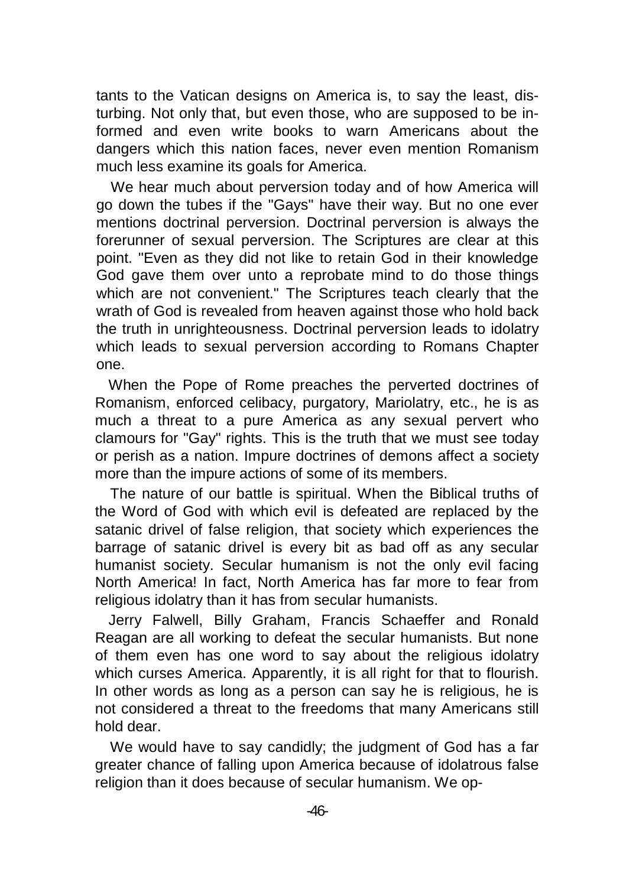tants to the Vatican designs on America is, to say the least, disturbing. Not only that, but even those, who are supposed to be informed and even write books to warn Americans about the dangers which this nation faces, never even mention Romanism much less examine its goals for America.

We hear much about perversion today and of how America will go down the tubes if the "Gays" have their way. But no one ever mentions doctrinal perversion. Doctrinal perversion is always the forerunner of sexual perversion. The Scriptures are clear at this point. "Even as they did not like to retain God in their knowledge God gave them over unto a reprobate mind to do those things which are not convenient." The Scriptures teach clearly that the wrath of God is revealed from heaven against those who hold back the truth in unrighteousness. Doctrinal perversion leads to idolatry which leads to sexual perversion according to Romans Chapter one.

When the Pope of Rome preaches the perverted doctrines of Romanism, enforced celibacy, purgatory, Mariolatry, etc., he is as much a threat to a pure America as any sexual pervert who clamours for "Gay" rights. This is the truth that we must see today or perish as a nation. Impure doctrines of demons affect a society more than the impure actions of some of its members.

The nature of our battle is spiritual. When the Biblical truths of the Word of God with which evil is defeated are replaced by the satanic drivel of false religion, that society which experiences the barrage of satanic drivel is every bit as bad off as any secular humanist society. Secular humanism is not the only evil facing North America! In fact, North America has far more to fear from religious idolatry than it has from secular humanists.

Jerry Falwell, Billy Graham, Francis Schaeffer and Ronald Reagan are all working to defeat the secular humanists. But none of them even has one word to say about the religious idolatry which curses America. Apparently, it is all right for that to flourish. In other words as long as a person can say he is religious, he is not considered a threat to the freedoms that many Americans still hold dear.

We would have to say candidly; the judgment of God has a far greater chance of falling upon America because of idolatrous false religion than it does because of secular humanism. We op-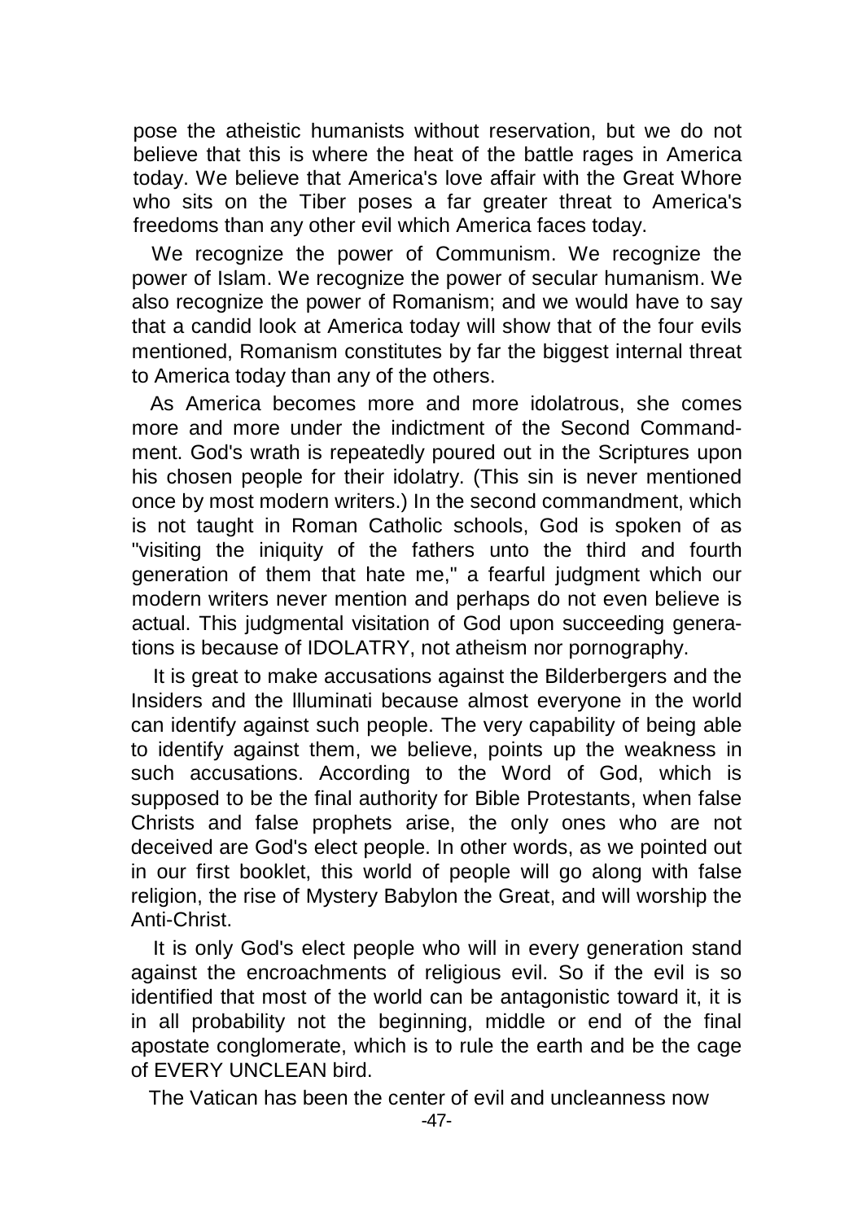pose the atheistic humanists without reservation, but we do not believe that this is where the heat of the battle rages in America today. We believe that America's love affair with the Great Whore who sits on the Tiber poses a far greater threat to America's freedoms than any other evil which America faces today.

We recognize the power of Communism. We recognize the power of Islam. We recognize the power of secular humanism. We also recognize the power of Romanism; and we would have to say that a candid look at America today will show that of the four evils mentioned, Romanism constitutes by far the biggest internal threat to America today than any of the others.

As America becomes more and more idolatrous, she comes more and more under the indictment of the Second Commandment. God's wrath is repeatedly poured out in the Scriptures upon his chosen people for their idolatry. (This sin is never mentioned once by most modern writers.) In the second commandment, which is not taught in Roman Catholic schools, God is spoken of as "visiting the iniquity of the fathers unto the third and fourth generation of them that hate me," a fearful judgment which our modern writers never mention and perhaps do not even believe is actual. This judgmental visitation of God upon succeeding generations is because of IDOLATRY, not atheism nor pornography.

It is great to make accusations against the Bilderbergers and the Insiders and the Illuminati because almost everyone in the world can identify against such people. The very capability of being able to identify against them, we believe, points up the weakness in such accusations. According to the Word of God, which is supposed to be the final authority for Bible Protestants, when false Christs and false prophets arise, the only ones who are not deceived are God's elect people. In other words, as we pointed out in our first booklet, this world of people will go along with false religion, the rise of Mystery Babylon the Great, and will worship the Anti-Christ.

It is only God's elect people who will in every generation stand against the encroachments of religious evil. So if the evil is so identified that most of the world can be antagonistic toward it, it is in all probability not the beginning, middle or end of the final apostate conglomerate, which is to rule the earth and be the cage of EVERY UNCLEAN bird.

The Vatican has been the center of evil and uncleanness now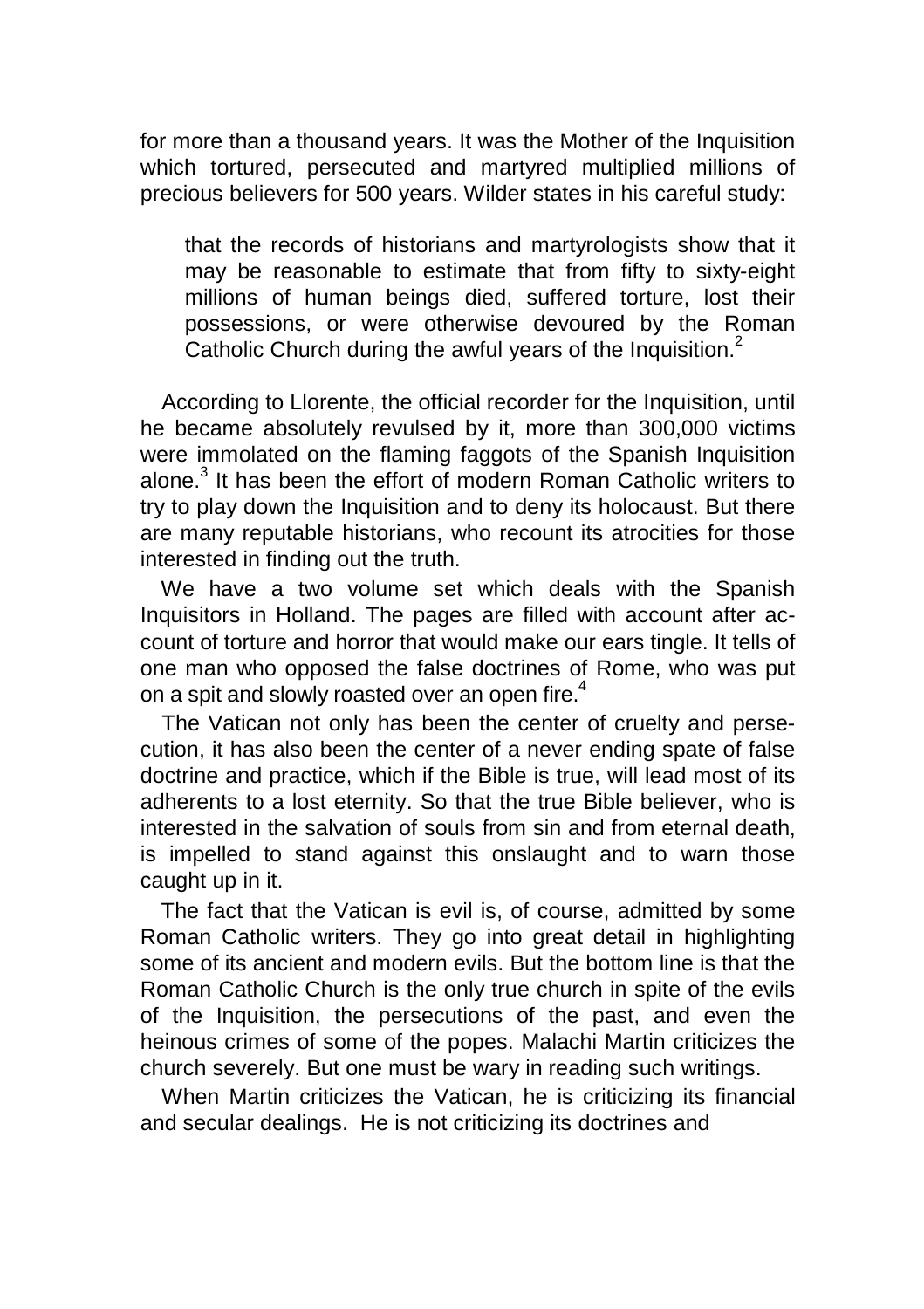for more than a thousand years. It was the Mother of the Inquisition which tortured, persecuted and martyred multiplied millions of precious believers for 500 years. Wilder states in his careful study:

> that the records of historians and martyrologists show that it may be reasonable to estimate that from fifty to sixty-eight millions of human beings died, suffered torture, lost their possessions, or were otherwise devoured by the Roman Catholic Church during the awful years of the Inquisition.[2]

According to Llorente, the official recorder for the Inquisition, until he became absolutely revulsed by it, more than 300,000 victims were immolated on the flaming faggots of the Spanish Inquisition alone.[3] It has been the effort of modern Roman Catholic writers to try to play down the Inquisition and to deny its holocaust. But there are many reputable historians, who recount its atrocities for those interested in finding out the truth.

We have a two volume set which deals with the Spanish Inquisitors in Holland. The pages are filled with account after account of torture and horror that would make our ears tingle. It tells of one man who opposed the false doctrines of Rome, who was put on a spit and slowly roasted over an open fire.[4]

The Vatican not only has been the center of cruelty and persecution, it has also been the center of a never ending spate of false doctrine and practice, which if the Bible is true, will lead most of its adherents to a lost eternity. So that the true Bible believer, who is interested in the salvation of souls from sin and from eternal death, is impelled to stand against this onslaught and to warn those caught up in it.

The fact that the Vatican is evil is, of course, admitted by some Roman Catholic writers. They go into great detail in highlighting some of its ancient and modern evils. But the bottom line is that the Roman Catholic Church is the only true church in spite of the evils of the Inquisition, the persecutions of the past, and even the heinous crimes of some of the popes. Malachi Martin criticizes the church severely. But one must be wary in reading such writings.

When Martin criticizes the Vatican, he is criticizing its financial and secular dealings. He is not criticizing its doctrines and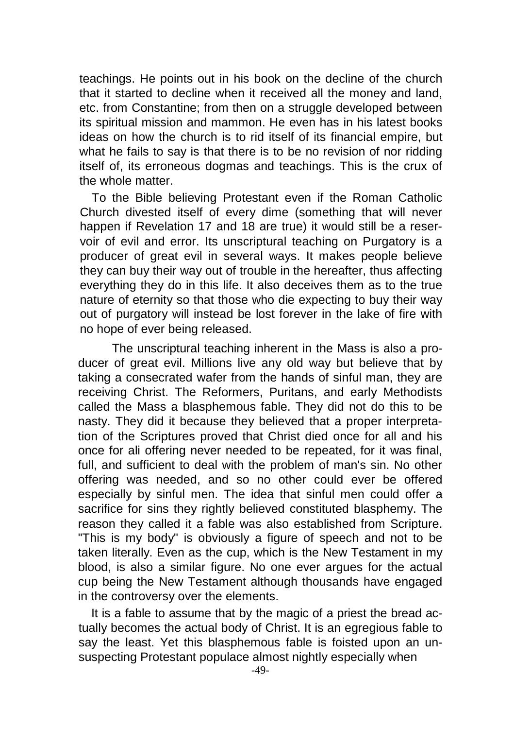teachings. He points out in his book on the decline of the church that it started to decline when it received all the money and land, etc. from Constantine; from then on a struggle developed between its spiritual mission and mammon. He even has in his latest books ideas on how the church is to rid itself of its financial empire, but what he fails to say is that there is to be no revision of nor ridding itself of, its erroneous dogmas and teachings. This is the crux of the whole matter.

To the Bible believing Protestant even if the Roman Catholic Church divested itself of every dime (something that will never happen if Revelation 17 and 18 are true) it would still be a reservoir of evil and error. Its unscriptural teaching on Purgatory is a producer of great evil in several ways. It makes people believe they can buy their way out of trouble in the hereafter, thus affecting everything they do in this life. It also deceives them as to the true nature of eternity so that those who die expecting to buy their way out of purgatory will instead be lost forever in the lake of fire with no hope of ever being released.

The unscriptural teaching inherent in the Mass is also a producer of great evil. Millions live any old way but believe that by taking a consecrated wafer from the hands of sinful man, they are receiving Christ. The Reformers, Puritans, and early Methodists called the Mass a blasphemous fable. They did not do this to be nasty. They did it because they believed that a proper interpretation of the Scriptures proved that Christ died once for all and his once for ali offering never needed to be repeated, for it was final, full, and sufficient to deal with the problem of man's sin. No other offering was needed, and so no other could ever be offered especially by sinful men. The idea that sinful men could offer a sacrifice for sins they rightly believed constituted blasphemy. The reason they called it a fable was also established from Scripture. "This is my body" is obviously a figure of speech and not to be taken literally. Even as the cup, which is the New Testament in my blood, is also a similar figure. No one ever argues for the actual cup being the New Testament although thousands have engaged in the controversy over the elements.

It is a fable to assume that by the magic of a priest the bread actually becomes the actual body of Christ. It is an egregious fable to say the least. Yet this blasphemous fable is foisted upon an unsuspecting Protestant populace almost nightly especially when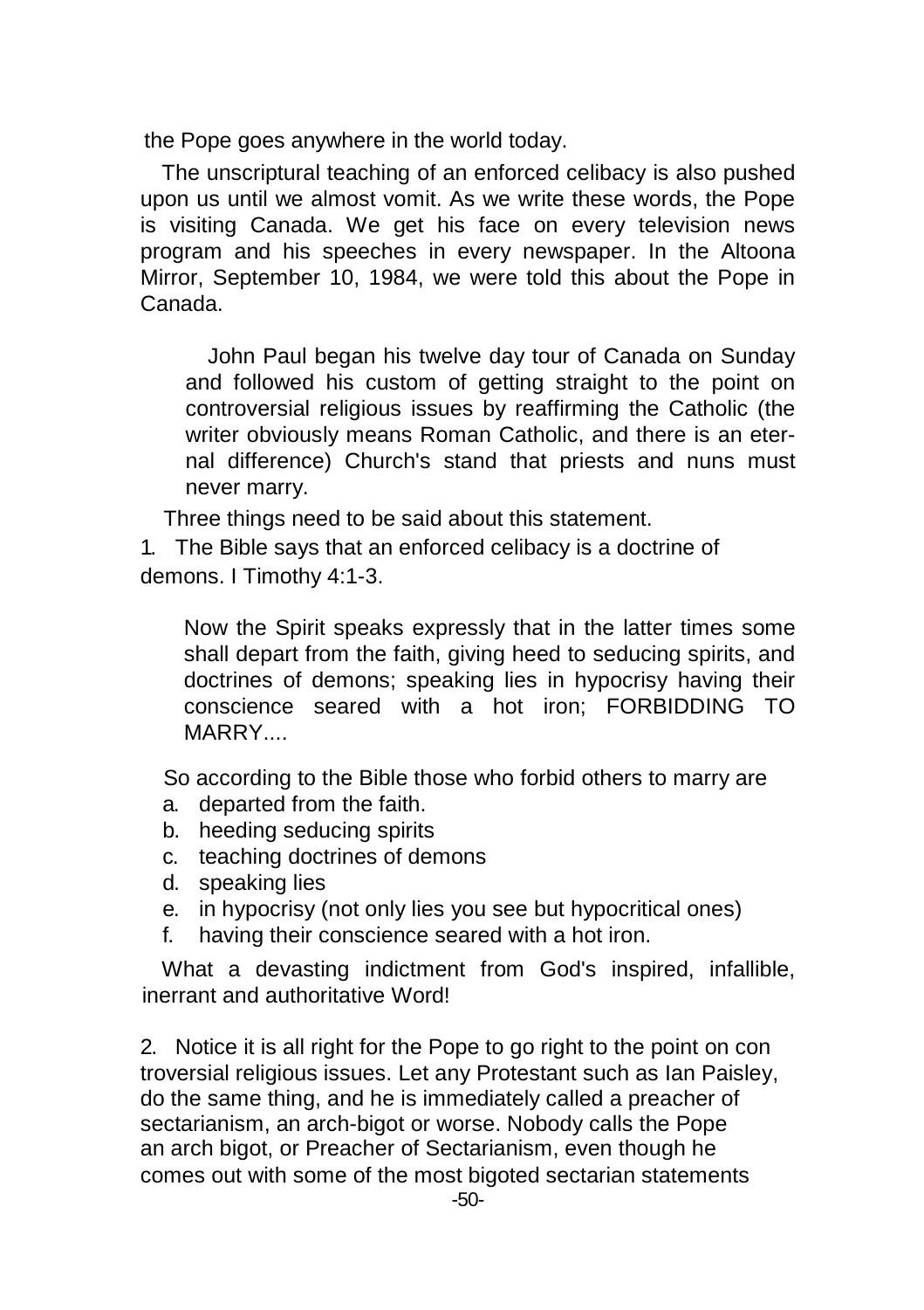the Pope goes anywhere in the world today.

The unscriptural teaching of an enforced celibacy is also pushed upon us until we almost vomit. As we write these words, the Pope is visiting Canada. We get his face on every television news program and his speeches in every newspaper. In the Altoona Mirror, September 10, 1984, we were told this about the Pope in Canada.

> John Paul began his twelve day tour of Canada on Sunday and followed his custom of getting straight to the point on controversial religious issues by reaffirming the Catholic (the writer obviously means Roman Catholic, and there is an eternal difference) Church's stand that priests and nuns must never marry.

Three things need to be said about this statement.

1. The Bible says that an enforced celibacy is a doctrine of demons. I Timothy 4:1-3.

> Now the Spirit speaks expressly that in the latter times some shall depart from the faith, giving heed to seducing spirits, and doctrines of demons; speaking lies in hypocrisy having their conscience seared with a hot iron; FORBIDDING TO MARRY....

So according to the Bible those who forbid others to marry are

a. departed from the faith.
b. heeding seducing spirits
c. teaching doctrines of demons
d. speaking lies
e. in hypocrisy (not only lies you see but hypocritical ones)
f. having their conscience seared with a hot iron.

What a devasting indictment from God's inspired, infallible, inerrant and authoritative Word!

2. Notice it is all right for the Pope to go right to the point on controversial religious issues. Let any Protestant such as Ian Paisley, do the same thing, and he is immediately called a preacher of sectarianism, an arch-bigot or worse. Nobody calls the Pope an arch bigot, or Preacher of Sectarianism, even though he comes out with some of the most bigoted sectarian statements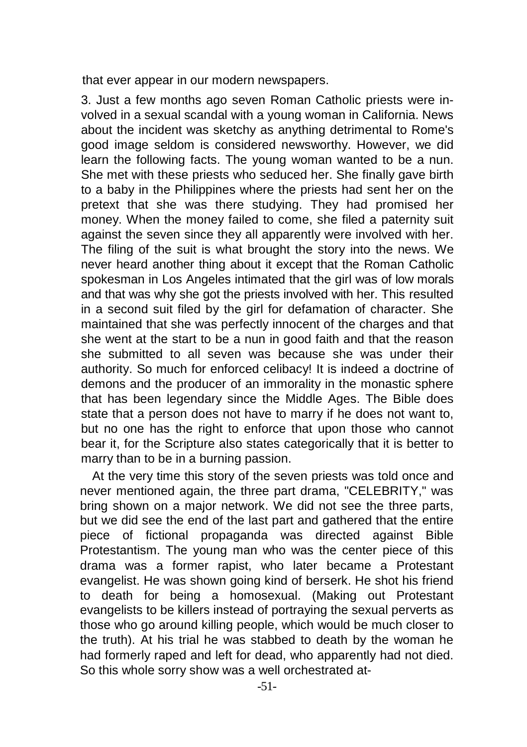that ever appear in our modern newspapers.

3. Just a few months ago seven Roman Catholic priests were involved in a sexual scandal with a young woman in California. News about the incident was sketchy as anything detrimental to Rome's good image seldom is considered newsworthy. However, we did learn the following facts. The young woman wanted to be a nun. She met with these priests who seduced her. She finally gave birth to a baby in the Philippines where the priests had sent her on the pretext that she was there studying. They had promised her money. When the money failed to come, she filed a paternity suit against the seven since they all apparently were involved with her. The filing of the suit is what brought the story into the news. We never heard another thing about it except that the Roman Catholic spokesman in Los Angeles intimated that the girl was of low morals and that was why she got the priests involved with her. This resulted in a second suit filed by the girl for defamation of character. She maintained that she was perfectly innocent of the charges and that she went at the start to be a nun in good faith and that the reason she submitted to all seven was because she was under their authority. So much for enforced celibacy! It is indeed a doctrine of demons and the producer of an immorality in the monastic sphere that has been legendary since the Middle Ages. The Bible does state that a person does not have to marry if he does not want to, but no one has the right to enforce that upon those who cannot bear it, for the Scripture also states categorically that it is better to marry than to be in a burning passion.

At the very time this story of the seven priests was told once and never mentioned again, the three part drama, "CELEBRITY," was bring shown on a major network. We did not see the three parts, but we did see the end of the last part and gathered that the entire piece of fictional propaganda was directed against Bible Protestantism. The young man who was the center piece of this drama was a former rapist, who later became a Protestant evangelist. He was shown going kind of berserk. He shot his friend to death for being a homosexual. (Making out Protestant evangelists to be killers instead of portraying the sexual perverts as those who go around killing people, which would be much closer to the truth). At his trial he was stabbed to death by the woman he had formerly raped and left for dead, who apparently had not died. So this whole sorry show was a well orchestrated at-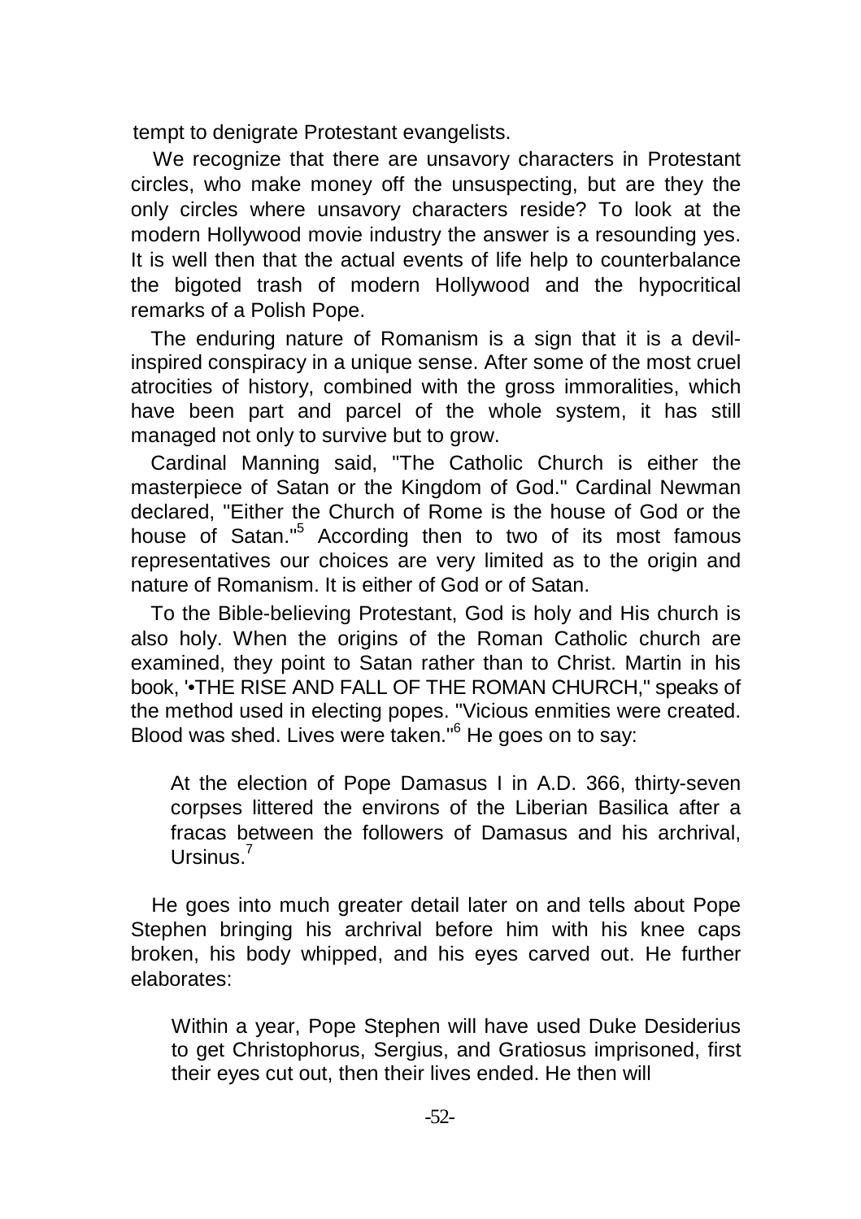tempt to denigrate Protestant evangelists.

We recognize that there are unsavory characters in Protestant circles, who make money off the unsuspecting, but are they the only circles where unsavory characters reside? To look at the modern Hollywood movie industry the answer is a resounding yes. It is well then that the actual events of life help to counterbalance the bigoted trash of modern Hollywood and the hypocritical remarks of a Polish Pope.

The enduring nature of Romanism is a sign that it is a devil-inspired conspiracy in a unique sense. After some of the most cruel atrocities of history, combined with the gross immoralities, which have been part and parcel of the whole system, it has still managed not only to survive but to grow.

Cardinal Manning said, "The Catholic Church is either the masterpiece of Satan or the Kingdom of God." Cardinal Newman declared, "Either the Church of Rome is the house of God or the house of Satan."[5] According then to two of its most famous representatives our choices are very limited as to the origin and nature of Romanism. It is either of God or of Satan.

To the Bible-believing Protestant, God is holy and His church is also holy. When the origins of the Roman Catholic church are examined, they point to Satan rather than to Christ. Martin in his book, '•THE RISE AND FALL OF THE ROMAN CHURCH," speaks of the method used in electing popes. "Vicious enmities were created. Blood was shed. Lives were taken."[6] He goes on to say:

> At the election of Pope Damasus I in A.D. 366, thirty-seven corpses littered the environs of the Liberian Basilica after a fracas between the followers of Damasus and his archrival, Ursinus.[7]

He goes into much greater detail later on and tells about Pope Stephen bringing his archrival before him with his knee caps broken, his body whipped, and his eyes carved out. He further elaborates:

> Within a year, Pope Stephen will have used Duke Desiderius to get Christophorus, Sergius, and Gratiosus imprisoned, first their eyes cut out, then their lives ended. He then will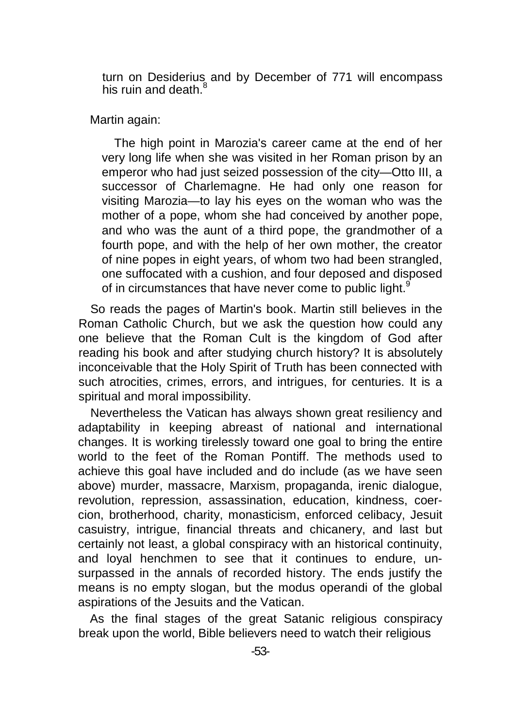> turn on Desiderius and by December of 771 will encompass his ruin and death.[8]

Martin again:

> The high point in Marozia's career came at the end of her very long life when she was visited in her Roman prison by an emperor who had just seized possession of the city—Otto III, a successor of Charlemagne. He had only one reason for visiting Marozia—to lay his eyes on the woman who was the mother of a pope, whom she had conceived by another pope, and who was the aunt of a third pope, the grandmother of a fourth pope, and with the help of her own mother, the creator of nine popes in eight years, of whom two had been strangled, one suffocated with a cushion, and four deposed and disposed of in circumstances that have never come to public light.[9]

So reads the pages of Martin's book. Martin still believes in the Roman Catholic Church, but we ask the question how could any one believe that the Roman Cult is the kingdom of God after reading his book and after studying church history? It is absolutely inconceivable that the Holy Spirit of Truth has been connected with such atrocities, crimes, errors, and intrigues, for centuries. It is a spiritual and moral impossibility.

Nevertheless the Vatican has always shown great resiliency and adaptability in keeping abreast of national and international changes. It is working tirelessly toward one goal to bring the entire world to the feet of the Roman Pontiff. The methods used to achieve this goal have included and do include (as we have seen above) murder, massacre, Marxism, propaganda, irenic dialogue, revolution, repression, assassination, education, kindness, coercion, brotherhood, charity, monasticism, enforced celibacy, Jesuit casuistry, intrigue, financial threats and chicanery, and last but certainly not least, a global conspiracy with an historical continuity, and loyal henchmen to see that it continues to endure, unsurpassed in the annals of recorded history. The ends justify the means is no empty slogan, but the modus operandi of the global aspirations of the Jesuits and the Vatican.

As the final stages of the great Satanic religious conspiracy break upon the world, Bible believers need to watch their religious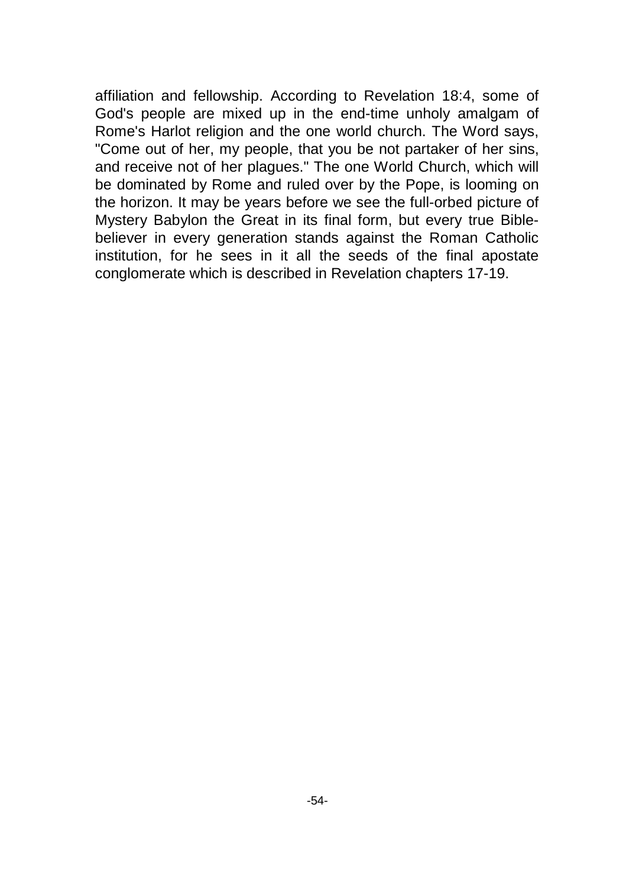affiliation and fellowship. According to Revelation 18:4, some of God's people are mixed up in the end-time unholy amalgam of Rome's Harlot religion and the one world church. The Word says, "Come out of her, my people, that you be not partaker of her sins, and receive not of her plagues." The one World Church, which will be dominated by Rome and ruled over by the Pope, is looming on the horizon. It may be years before we see the full-orbed picture of Mystery Babylon the Great in its final form, but every true Bible-believer in every generation stands against the Roman Catholic institution, for he sees in it all the seeds of the final apostate conglomerate which is described in Revelation chapters 17-19.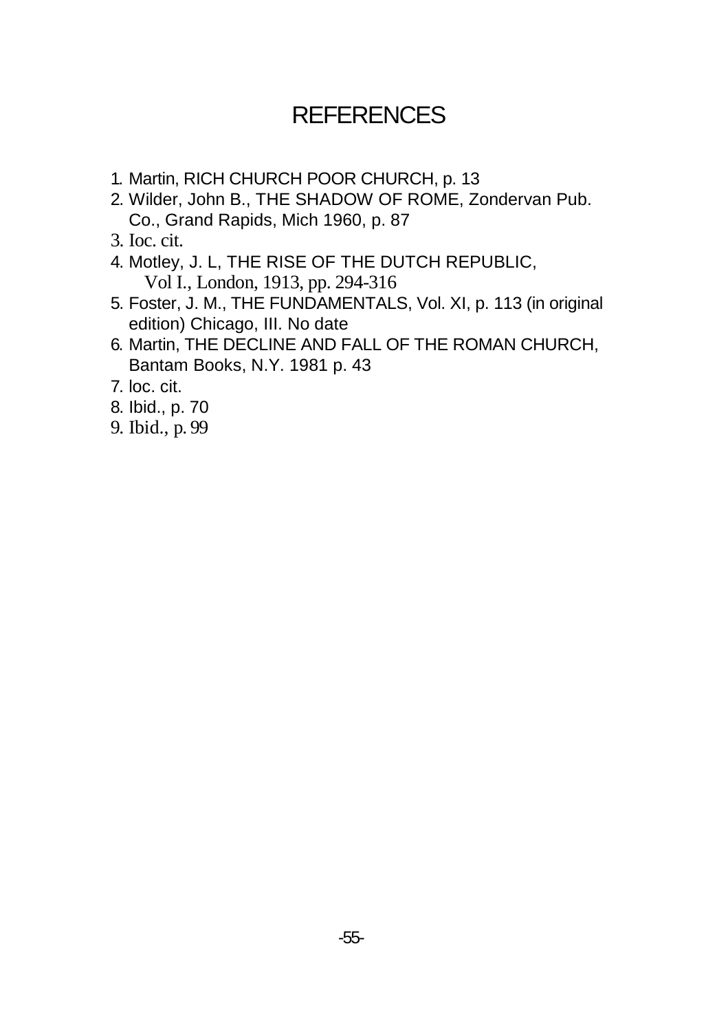# REFERENCES

1. Martin, RICH CHURCH POOR CHURCH, p. 13
2. Wilder, John B., THE SHADOW OF ROME, Zondervan Pub. Co., Grand Rapids, Mich 1960, p. 87
3. Ioc. cit.
4. Motley, J. L, THE RISE OF THE DUTCH REPUBLIC, Vol I., London, 1913, pp. 294-316
5. Foster, J. M., THE FUNDAMENTALS, Vol. XI, p. 113 (in original edition) Chicago, III. No date
6. Martin, THE DECLINE AND FALL OF THE ROMAN CHURCH, Bantam Books, N.Y. 1981 p. 43
7. loc. cit.
8. Ibid., p. 70
9. Ibid., p. 99